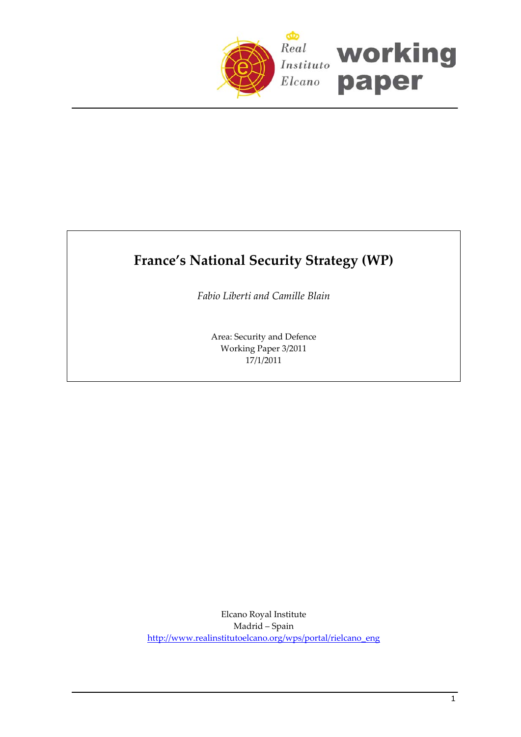Real Instituto Elcano **working paper**

# France's National Security Strategy (WP)

*Fabio Liberti and Camille Blain*

Area: Security and Defence
Working Paper 3/2011
17/1/2011

Elcano Royal Institute
Madrid – Spain
http://www.realinstitutoelcano.org/wps/portal/rielcano_eng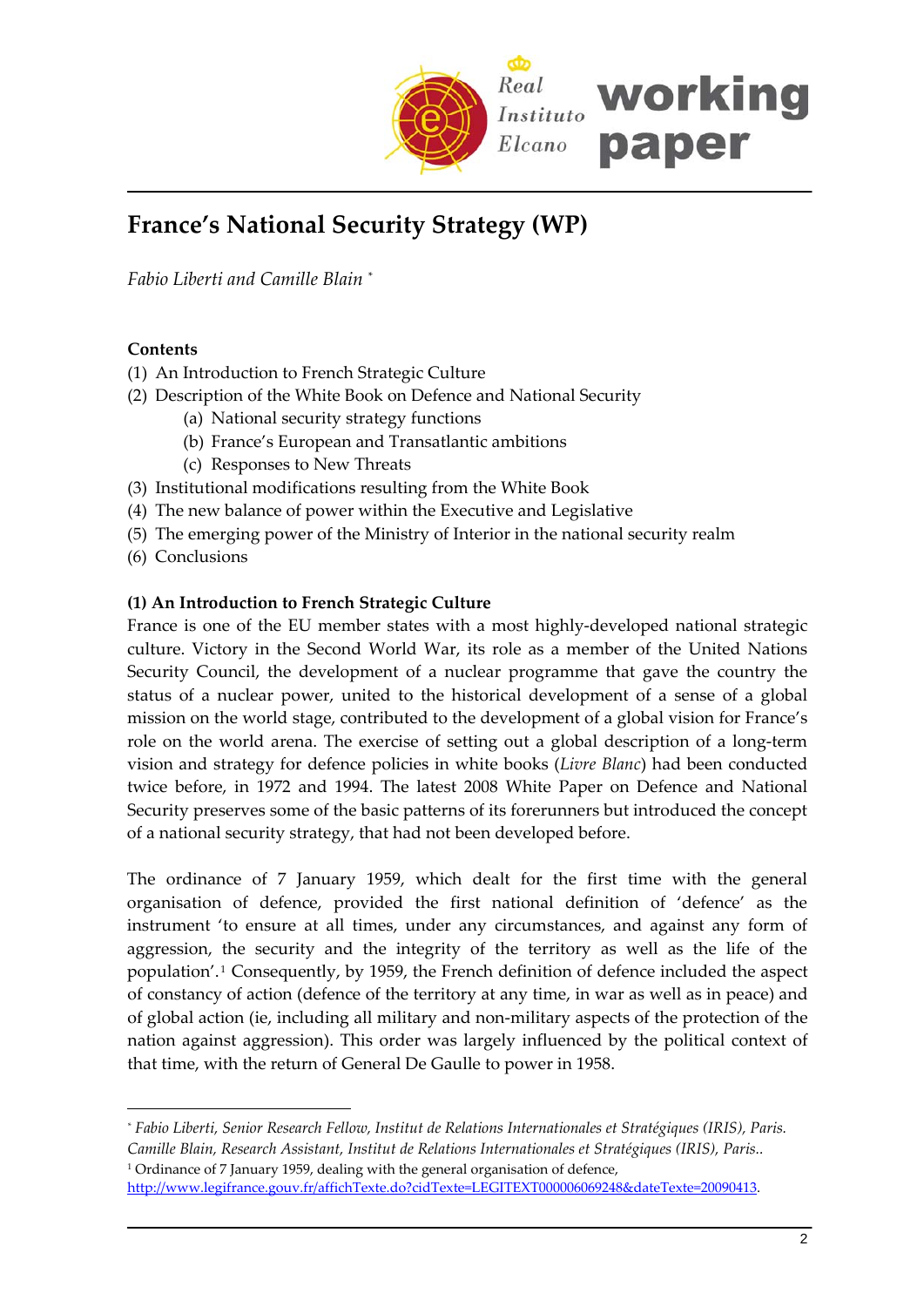# France's National Security Strategy (WP)

*Fabio Liberti and Camille Blain* *

**Contents**

(1) An Introduction to French Strategic Culture
(2) Description of the White Book on Defence and National Security
  (a) National security strategy functions
  (b) France's European and Transatlantic ambitions
  (c) Responses to New Threats
(3) Institutional modifications resulting from the White Book
(4) The new balance of power within the Executive and Legislative
(5) The emerging power of the Ministry of Interior in the national security realm
(6) Conclusions

**(1) An Introduction to French Strategic Culture**

France is one of the EU member states with a most highly-developed national strategic culture. Victory in the Second World War, its role as a member of the United Nations Security Council, the development of a nuclear programme that gave the country the status of a nuclear power, united to the historical development of a sense of a global mission on the world stage, contributed to the development of a global vision for France's role on the world arena. The exercise of setting out a global description of a long-term vision and strategy for defence policies in white books (*Livre Blanc*) had been conducted twice before, in 1972 and 1994. The latest 2008 White Paper on Defence and National Security preserves some of the basic patterns of its forerunners but introduced the concept of a national security strategy, that had not been developed before.

The ordinance of 7 January 1959, which dealt for the first time with the general organisation of defence, provided the first national definition of 'defence' as the instrument 'to ensure at all times, under any circumstances, and against any form of aggression, the security and the integrity of the territory as well as the life of the population'.[1] Consequently, by 1959, the French definition of defence included the aspect of constancy of action (defence of the territory at any time, in war as well as in peace) and of global action (ie, including all military and non-military aspects of the protection of the nation against aggression). This order was largely influenced by the political context of that time, with the return of General De Gaulle to power in 1958.

---

* *Fabio Liberti, Senior Research Fellow, Institut de Relations Internationales et Stratégiques (IRIS), Paris. Camille Blain, Research Assistant, Institut de Relations Internationales et Stratégiques (IRIS), Paris..*

[1] Ordinance of 7 January 1959, dealing with the general organisation of defence, http://www.legifrance.gouv.fr/affichTexte.do?cidTexte=LEGITEXT000006069248&dateTexte=20090413.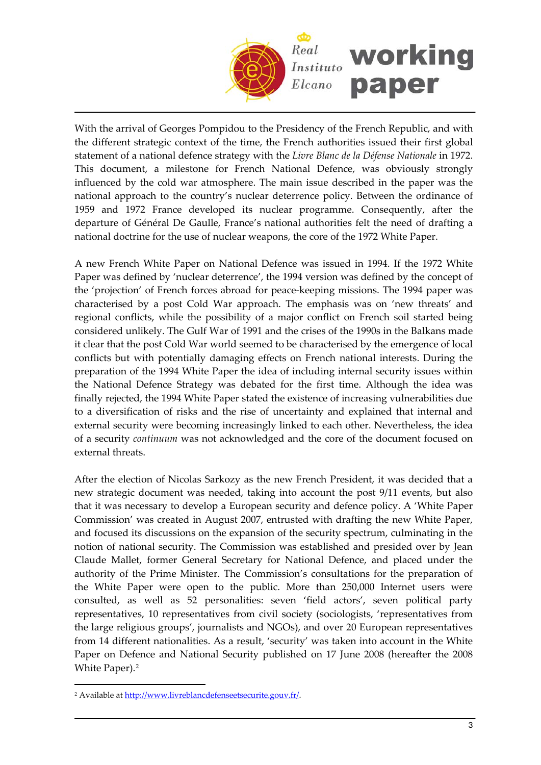With the arrival of Georges Pompidou to the Presidency of the French Republic, and with the different strategic context of the time, the French authorities issued their first global statement of a national defence strategy with the *Livre Blanc de la Défense Nationale* in 1972. This document, a milestone for French National Defence, was obviously strongly influenced by the cold war atmosphere. The main issue described in the paper was the national approach to the country's nuclear deterrence policy. Between the ordinance of 1959 and 1972 France developed its nuclear programme. Consequently, after the departure of Général De Gaulle, France's national authorities felt the need of drafting a national doctrine for the use of nuclear weapons, the core of the 1972 White Paper.

A new French White Paper on National Defence was issued in 1994. If the 1972 White Paper was defined by 'nuclear deterrence', the 1994 version was defined by the concept of the 'projection' of French forces abroad for peace-keeping missions. The 1994 paper was characterised by a post Cold War approach. The emphasis was on 'new threats' and regional conflicts, while the possibility of a major conflict on French soil started being considered unlikely. The Gulf War of 1991 and the crises of the 1990s in the Balkans made it clear that the post Cold War world seemed to be characterised by the emergence of local conflicts but with potentially damaging effects on French national interests. During the preparation of the 1994 White Paper the idea of including internal security issues within the National Defence Strategy was debated for the first time. Although the idea was finally rejected, the 1994 White Paper stated the existence of increasing vulnerabilities due to a diversification of risks and the rise of uncertainty and explained that internal and external security were becoming increasingly linked to each other. Nevertheless, the idea of a security *continuum* was not acknowledged and the core of the document focused on external threats.

After the election of Nicolas Sarkozy as the new French President, it was decided that a new strategic document was needed, taking into account the post 9/11 events, but also that it was necessary to develop a European security and defence policy. A 'White Paper Commission' was created in August 2007, entrusted with drafting the new White Paper, and focused its discussions on the expansion of the security spectrum, culminating in the notion of national security. The Commission was established and presided over by Jean Claude Mallet, former General Secretary for National Defence, and placed under the authority of the Prime Minister. The Commission's consultations for the preparation of the White Paper were open to the public. More than 250,000 Internet users were consulted, as well as 52 personalities: seven 'field actors', seven political party representatives, 10 representatives from civil society (sociologists, 'representatives from the large religious groups', journalists and NGOs), and over 20 European representatives from 14 different nationalities. As a result, 'security' was taken into account in the White Paper on Defence and National Security published on 17 June 2008 (hereafter the 2008 White Paper).[2]

---

[2] Available at http://www.livreblancdefenseetsecurite.gouv.fr/.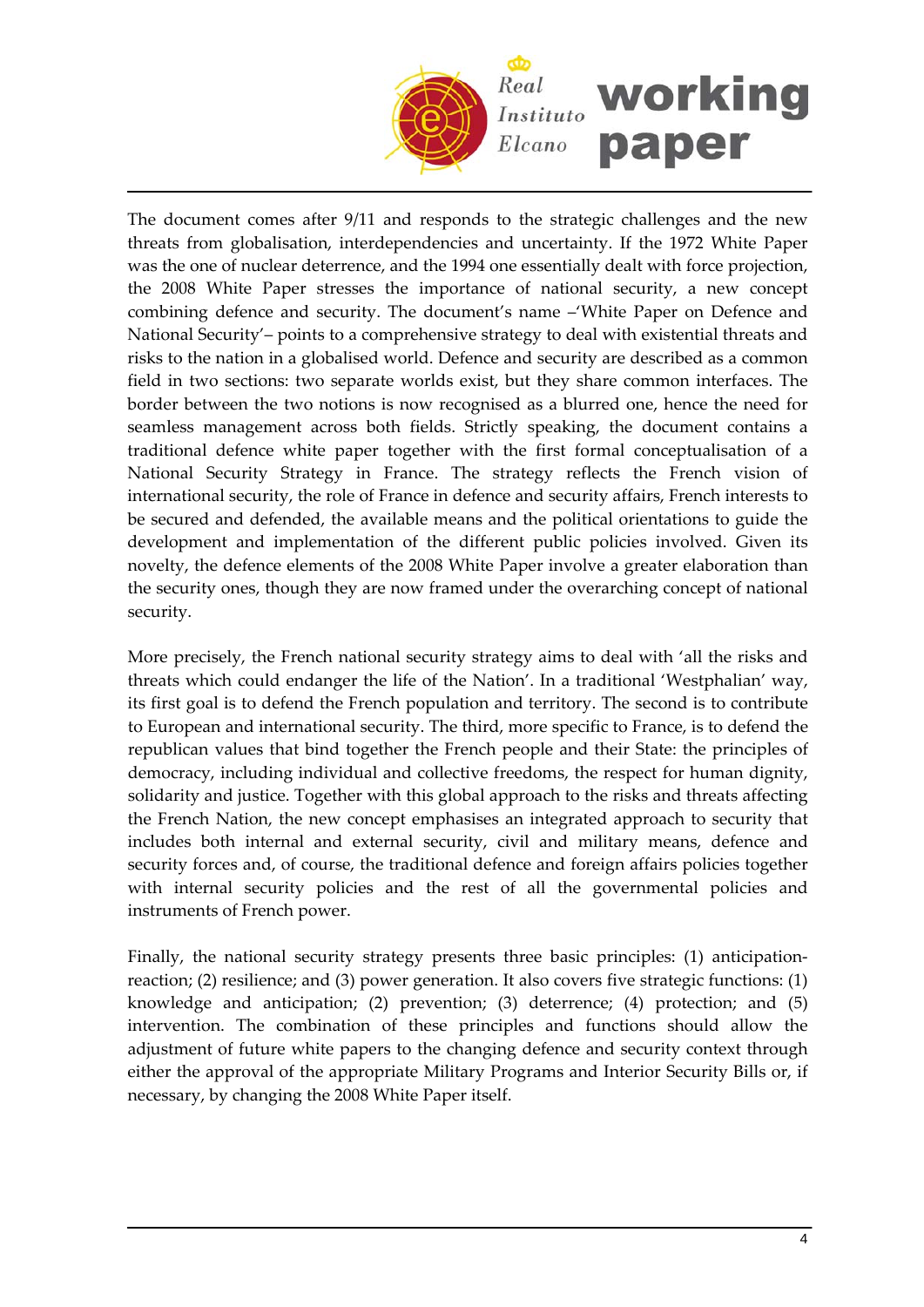The document comes after 9/11 and responds to the strategic challenges and the new threats from globalisation, interdependencies and uncertainty. If the 1972 White Paper was the one of nuclear deterrence, and the 1994 one essentially dealt with force projection, the 2008 White Paper stresses the importance of national security, a new concept combining defence and security. The document's name –'White Paper on Defence and National Security'– points to a comprehensive strategy to deal with existential threats and risks to the nation in a globalised world. Defence and security are described as a common field in two sections: two separate worlds exist, but they share common interfaces. The border between the two notions is now recognised as a blurred one, hence the need for seamless management across both fields. Strictly speaking, the document contains a traditional defence white paper together with the first formal conceptualisation of a National Security Strategy in France. The strategy reflects the French vision of international security, the role of France in defence and security affairs, French interests to be secured and defended, the available means and the political orientations to guide the development and implementation of the different public policies involved. Given its novelty, the defence elements of the 2008 White Paper involve a greater elaboration than the security ones, though they are now framed under the overarching concept of national security.

More precisely, the French national security strategy aims to deal with 'all the risks and threats which could endanger the life of the Nation'. In a traditional 'Westphalian' way, its first goal is to defend the French population and territory. The second is to contribute to European and international security. The third, more specific to France, is to defend the republican values that bind together the French people and their State: the principles of democracy, including individual and collective freedoms, the respect for human dignity, solidarity and justice. Together with this global approach to the risks and threats affecting the French Nation, the new concept emphasises an integrated approach to security that includes both internal and external security, civil and military means, defence and security forces and, of course, the traditional defence and foreign affairs policies together with internal security policies and the rest of all the governmental policies and instruments of French power.

Finally, the national security strategy presents three basic principles: (1) anticipation-reaction; (2) resilience; and (3) power generation. It also covers five strategic functions: (1) knowledge and anticipation; (2) prevention; (3) deterrence; (4) protection; and (5) intervention. The combination of these principles and functions should allow the adjustment of future white papers to the changing defence and security context through either the approval of the appropriate Military Programs and Interior Security Bills or, if necessary, by changing the 2008 White Paper itself.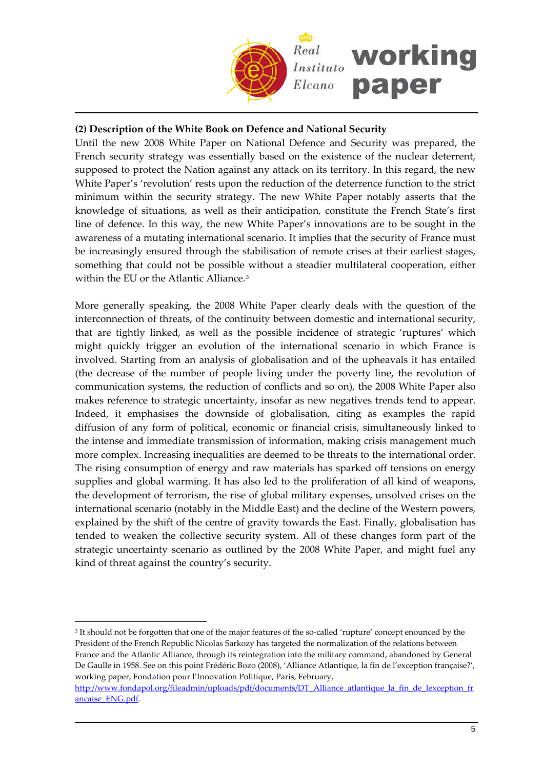**(2) Description of the White Book on Defence and National Security**

Until the new 2008 White Paper on National Defence and Security was prepared, the French security strategy was essentially based on the existence of the nuclear deterrent, supposed to protect the Nation against any attack on its territory. In this regard, the new White Paper's 'revolution' rests upon the reduction of the deterrence function to the strict minimum within the security strategy. The new White Paper notably asserts that the knowledge of situations, as well as their anticipation, constitute the French State's first line of defence. In this way, the new White Paper's innovations are to be sought in the awareness of a mutating international scenario. It implies that the security of France must be increasingly ensured through the stabilisation of remote crises at their earliest stages, something that could not be possible without a steadier multilateral cooperation, either within the EU or the Atlantic Alliance.[3]

More generally speaking, the 2008 White Paper clearly deals with the question of the interconnection of threats, of the continuity between domestic and international security, that are tightly linked, as well as the possible incidence of strategic 'ruptures' which might quickly trigger an evolution of the international scenario in which France is involved. Starting from an analysis of globalisation and of the upheavals it has entailed (the decrease of the number of people living under the poverty line, the revolution of communication systems, the reduction of conflicts and so on), the 2008 White Paper also makes reference to strategic uncertainty, insofar as new negatives trends tend to appear. Indeed, it emphasises the downside of globalisation, citing as examples the rapid diffusion of any form of political, economic or financial crisis, simultaneously linked to the intense and immediate transmission of information, making crisis management much more complex. Increasing inequalities are deemed to be threats to the international order. The rising consumption of energy and raw materials has sparked off tensions on energy supplies and global warming. It has also led to the proliferation of all kind of weapons, the development of terrorism, the rise of global military expenses, unsolved crises on the international scenario (notably in the Middle East) and the decline of the Western powers, explained by the shift of the centre of gravity towards the East. Finally, globalisation has tended to weaken the collective security system. All of these changes form part of the strategic uncertainty scenario as outlined by the 2008 White Paper, and might fuel any kind of threat against the country's security.

---

[3] It should not be forgotten that one of the major features of the so-called 'rupture' concept enounced by the President of the French Republic Nicolas Sarkozy has targeted the normalization of the relations between France and the Atlantic Alliance, through its reintegration into the military command, abandoned by General De Gaulle in 1958. See on this point Frédéric Bozo (2008), 'Alliance Atlantique, la fin de l'exception française?', working paper, Fondation pour l'Innovation Politique, Paris, February, http://www.fondapol.org/fileadmin/uploads/pdf/documents/DT_Alliance_atlantique_la_fin_de_lexception_francaise_ENG.pdf.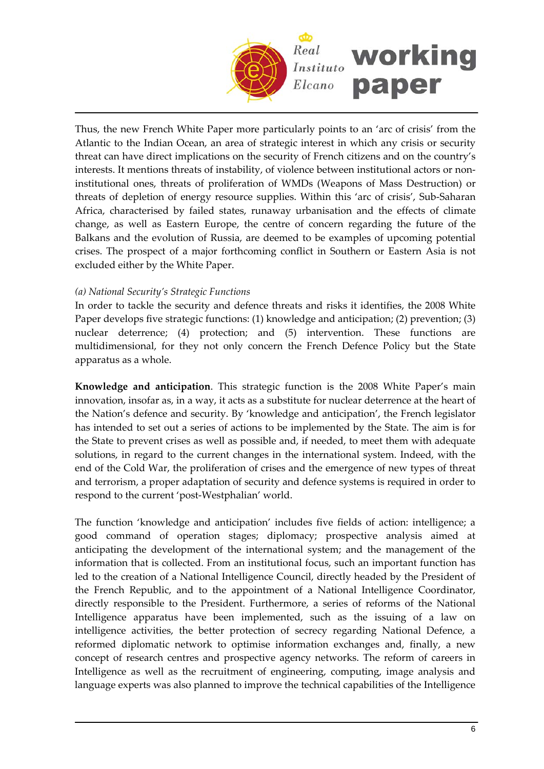Thus, the new French White Paper more particularly points to an 'arc of crisis' from the Atlantic to the Indian Ocean, an area of strategic interest in which any crisis or security threat can have direct implications on the security of French citizens and on the country's interests. It mentions threats of instability, of violence between institutional actors or non-institutional ones, threats of proliferation of WMDs (Weapons of Mass Destruction) or threats of depletion of energy resource supplies. Within this 'arc of crisis', Sub-Saharan Africa, characterised by failed states, runaway urbanisation and the effects of climate change, as well as Eastern Europe, the centre of concern regarding the future of the Balkans and the evolution of Russia, are deemed to be examples of upcoming potential crises. The prospect of a major forthcoming conflict in Southern or Eastern Asia is not excluded either by the White Paper.

*(a) National Security's Strategic Functions*

In order to tackle the security and defence threats and risks it identifies, the 2008 White Paper develops five strategic functions: (1) knowledge and anticipation; (2) prevention; (3) nuclear deterrence; (4) protection; and (5) intervention. These functions are multidimensional, for they not only concern the French Defence Policy but the State apparatus as a whole.

**Knowledge and anticipation**. This strategic function is the 2008 White Paper's main innovation, insofar as, in a way, it acts as a substitute for nuclear deterrence at the heart of the Nation's defence and security. By 'knowledge and anticipation', the French legislator has intended to set out a series of actions to be implemented by the State. The aim is for the State to prevent crises as well as possible and, if needed, to meet them with adequate solutions, in regard to the current changes in the international system. Indeed, with the end of the Cold War, the proliferation of crises and the emergence of new types of threat and terrorism, a proper adaptation of security and defence systems is required in order to respond to the current 'post-Westphalian' world.

The function 'knowledge and anticipation' includes five fields of action: intelligence; a good command of operation stages; diplomacy; prospective analysis aimed at anticipating the development of the international system; and the management of the information that is collected. From an institutional focus, such an important function has led to the creation of a National Intelligence Council, directly headed by the President of the French Republic, and to the appointment of a National Intelligence Coordinator, directly responsible to the President. Furthermore, a series of reforms of the National Intelligence apparatus have been implemented, such as the issuing of a law on intelligence activities, the better protection of secrecy regarding National Defence, a reformed diplomatic network to optimise information exchanges and, finally, a new concept of research centres and prospective agency networks. The reform of careers in Intelligence as well as the recruitment of engineering, computing, image analysis and language experts was also planned to improve the technical capabilities of the Intelligence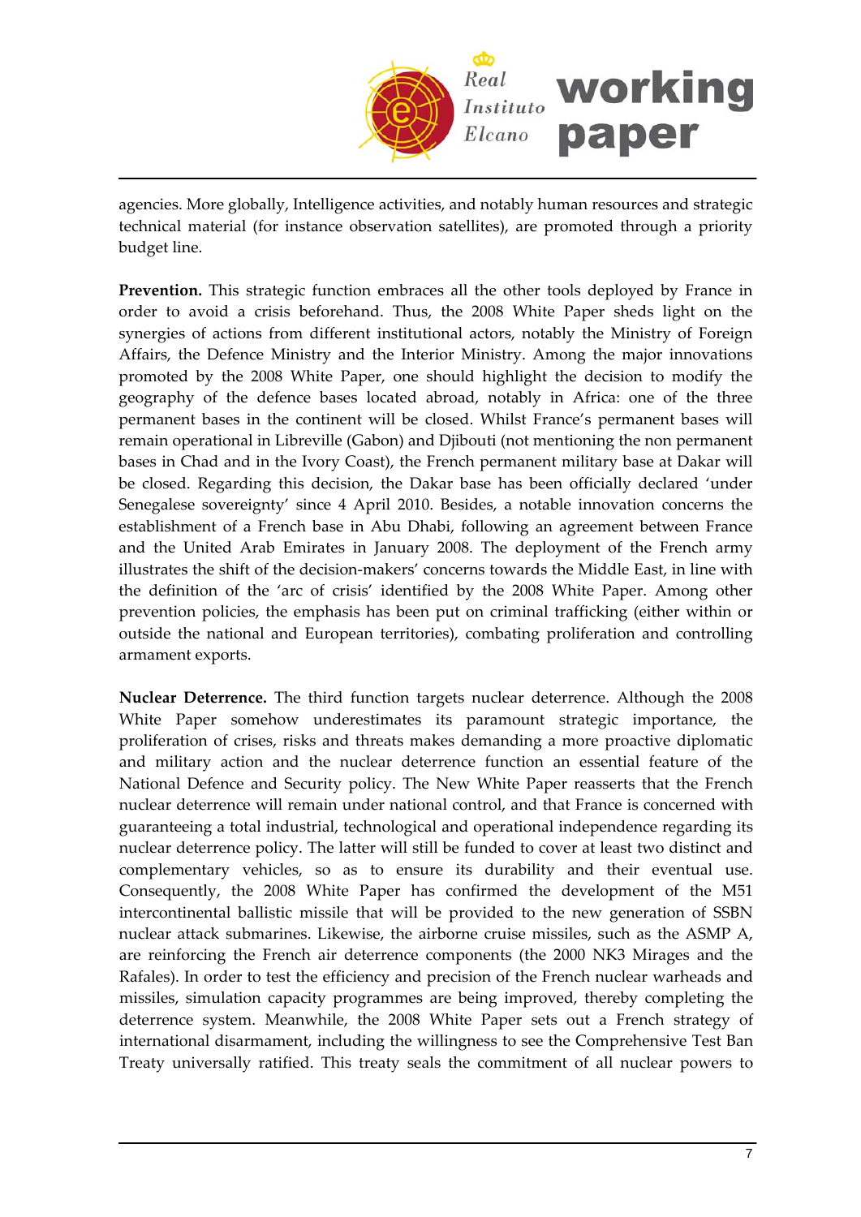agencies. More globally, Intelligence activities, and notably human resources and strategic technical material (for instance observation satellites), are promoted through a priority budget line.

**Prevention.** This strategic function embraces all the other tools deployed by France in order to avoid a crisis beforehand. Thus, the 2008 White Paper sheds light on the synergies of actions from different institutional actors, notably the Ministry of Foreign Affairs, the Defence Ministry and the Interior Ministry. Among the major innovations promoted by the 2008 White Paper, one should highlight the decision to modify the geography of the defence bases located abroad, notably in Africa: one of the three permanent bases in the continent will be closed. Whilst France's permanent bases will remain operational in Libreville (Gabon) and Djibouti (not mentioning the non permanent bases in Chad and in the Ivory Coast), the French permanent military base at Dakar will be closed. Regarding this decision, the Dakar base has been officially declared 'under Senegalese sovereignty' since 4 April 2010. Besides, a notable innovation concerns the establishment of a French base in Abu Dhabi, following an agreement between France and the United Arab Emirates in January 2008. The deployment of the French army illustrates the shift of the decision-makers' concerns towards the Middle East, in line with the definition of the 'arc of crisis' identified by the 2008 White Paper. Among other prevention policies, the emphasis has been put on criminal trafficking (either within or outside the national and European territories), combating proliferation and controlling armament exports.

**Nuclear Deterrence.** The third function targets nuclear deterrence. Although the 2008 White Paper somehow underestimates its paramount strategic importance, the proliferation of crises, risks and threats makes demanding a more proactive diplomatic and military action and the nuclear deterrence function an essential feature of the National Defence and Security policy. The New White Paper reasserts that the French nuclear deterrence will remain under national control, and that France is concerned with guaranteeing a total industrial, technological and operational independence regarding its nuclear deterrence policy. The latter will still be funded to cover at least two distinct and complementary vehicles, so as to ensure its durability and their eventual use. Consequently, the 2008 White Paper has confirmed the development of the M51 intercontinental ballistic missile that will be provided to the new generation of SSBN nuclear attack submarines. Likewise, the airborne cruise missiles, such as the ASMP A, are reinforcing the French air deterrence components (the 2000 NK3 Mirages and the Rafales). In order to test the efficiency and precision of the French nuclear warheads and missiles, simulation capacity programmes are being improved, thereby completing the deterrence system. Meanwhile, the 2008 White Paper sets out a French strategy of international disarmament, including the willingness to see the Comprehensive Test Ban Treaty universally ratified. This treaty seals the commitment of all nuclear powers to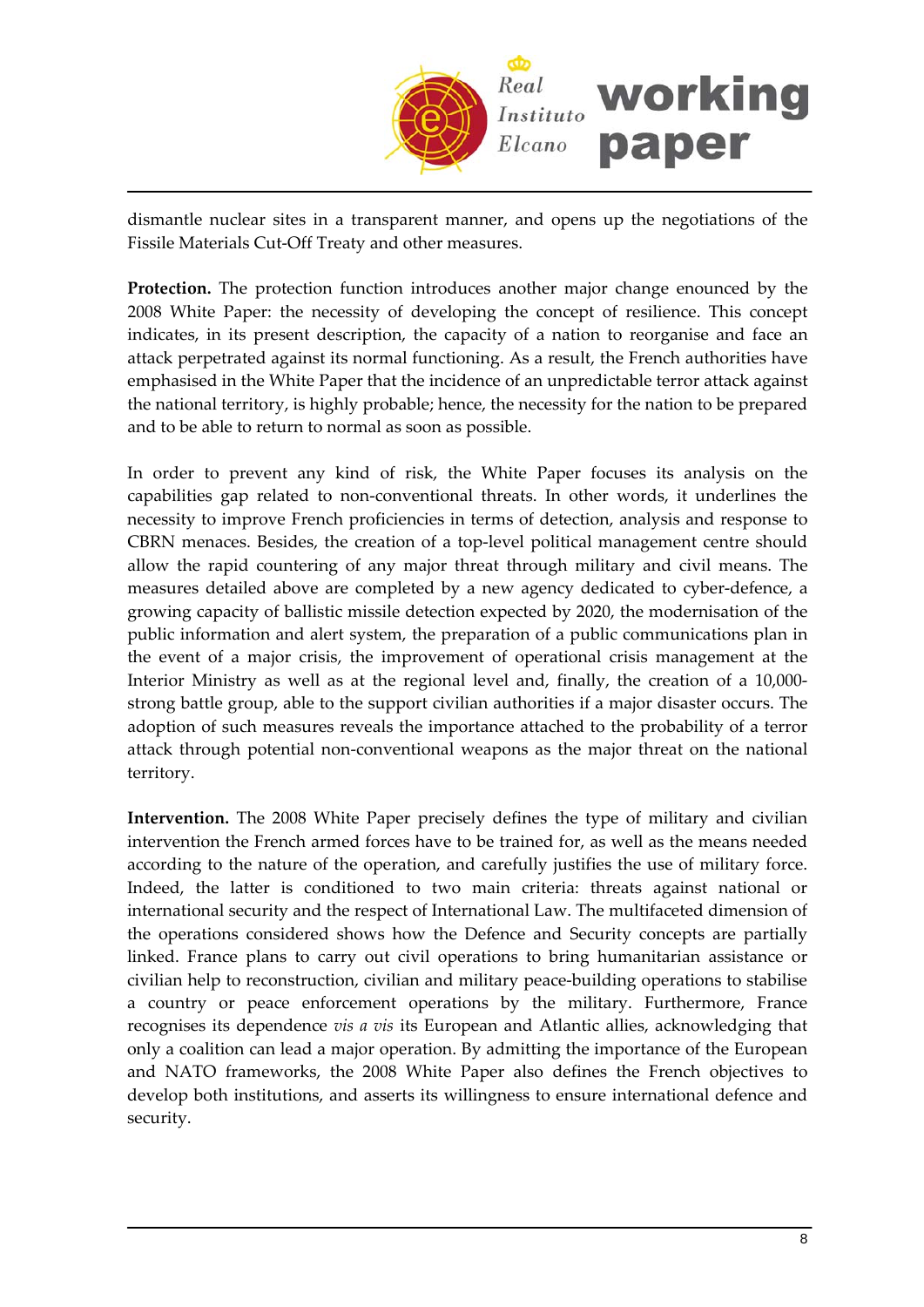dismantle nuclear sites in a transparent manner, and opens up the negotiations of the Fissile Materials Cut-Off Treaty and other measures.

**Protection.** The protection function introduces another major change enounced by the 2008 White Paper: the necessity of developing the concept of resilience. This concept indicates, in its present description, the capacity of a nation to reorganise and face an attack perpetrated against its normal functioning. As a result, the French authorities have emphasised in the White Paper that the incidence of an unpredictable terror attack against the national territory, is highly probable; hence, the necessity for the nation to be prepared and to be able to return to normal as soon as possible.

In order to prevent any kind of risk, the White Paper focuses its analysis on the capabilities gap related to non-conventional threats. In other words, it underlines the necessity to improve French proficiencies in terms of detection, analysis and response to CBRN menaces. Besides, the creation of a top-level political management centre should allow the rapid countering of any major threat through military and civil means. The measures detailed above are completed by a new agency dedicated to cyber-defence, a growing capacity of ballistic missile detection expected by 2020, the modernisation of the public information and alert system, the preparation of a public communications plan in the event of a major crisis, the improvement of operational crisis management at the Interior Ministry as well as at the regional level and, finally, the creation of a 10,000-strong battle group, able to the support civilian authorities if a major disaster occurs. The adoption of such measures reveals the importance attached to the probability of a terror attack through potential non-conventional weapons as the major threat on the national territory.

**Intervention.** The 2008 White Paper precisely defines the type of military and civilian intervention the French armed forces have to be trained for, as well as the means needed according to the nature of the operation, and carefully justifies the use of military force. Indeed, the latter is conditioned to two main criteria: threats against national or international security and the respect of International Law. The multifaceted dimension of the operations considered shows how the Defence and Security concepts are partially linked. France plans to carry out civil operations to bring humanitarian assistance or civilian help to reconstruction, civilian and military peace-building operations to stabilise a country or peace enforcement operations by the military. Furthermore, France recognises its dependence *vis a vis* its European and Atlantic allies, acknowledging that only a coalition can lead a major operation. By admitting the importance of the European and NATO frameworks, the 2008 White Paper also defines the French objectives to develop both institutions, and asserts its willingness to ensure international defence and security.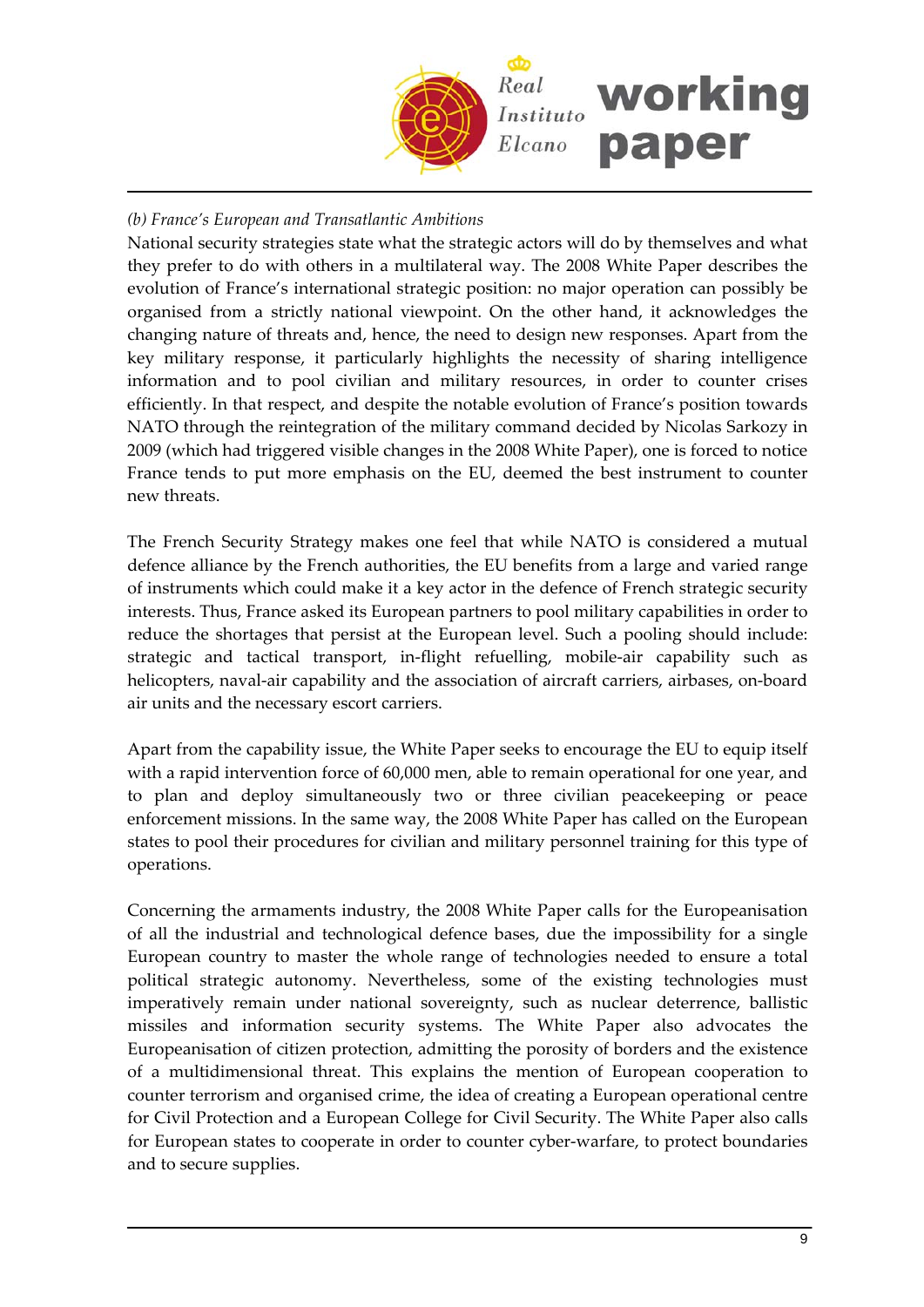*(b) France's European and Transatlantic Ambitions*

National security strategies state what the strategic actors will do by themselves and what they prefer to do with others in a multilateral way. The 2008 White Paper describes the evolution of France's international strategic position: no major operation can possibly be organised from a strictly national viewpoint. On the other hand, it acknowledges the changing nature of threats and, hence, the need to design new responses. Apart from the key military response, it particularly highlights the necessity of sharing intelligence information and to pool civilian and military resources, in order to counter crises efficiently. In that respect, and despite the notable evolution of France's position towards NATO through the reintegration of the military command decided by Nicolas Sarkozy in 2009 (which had triggered visible changes in the 2008 White Paper), one is forced to notice France tends to put more emphasis on the EU, deemed the best instrument to counter new threats.

The French Security Strategy makes one feel that while NATO is considered a mutual defence alliance by the French authorities, the EU benefits from a large and varied range of instruments which could make it a key actor in the defence of French strategic security interests. Thus, France asked its European partners to pool military capabilities in order to reduce the shortages that persist at the European level. Such a pooling should include: strategic and tactical transport, in-flight refuelling, mobile-air capability such as helicopters, naval-air capability and the association of aircraft carriers, airbases, on-board air units and the necessary escort carriers.

Apart from the capability issue, the White Paper seeks to encourage the EU to equip itself with a rapid intervention force of 60,000 men, able to remain operational for one year, and to plan and deploy simultaneously two or three civilian peacekeeping or peace enforcement missions. In the same way, the 2008 White Paper has called on the European states to pool their procedures for civilian and military personnel training for this type of operations.

Concerning the armaments industry, the 2008 White Paper calls for the Europeanisation of all the industrial and technological defence bases, due the impossibility for a single European country to master the whole range of technologies needed to ensure a total political strategic autonomy. Nevertheless, some of the existing technologies must imperatively remain under national sovereignty, such as nuclear deterrence, ballistic missiles and information security systems. The White Paper also advocates the Europeanisation of citizen protection, admitting the porosity of borders and the existence of a multidimensional threat. This explains the mention of European cooperation to counter terrorism and organised crime, the idea of creating a European operational centre for Civil Protection and a European College for Civil Security. The White Paper also calls for European states to cooperate in order to counter cyber-warfare, to protect boundaries and to secure supplies.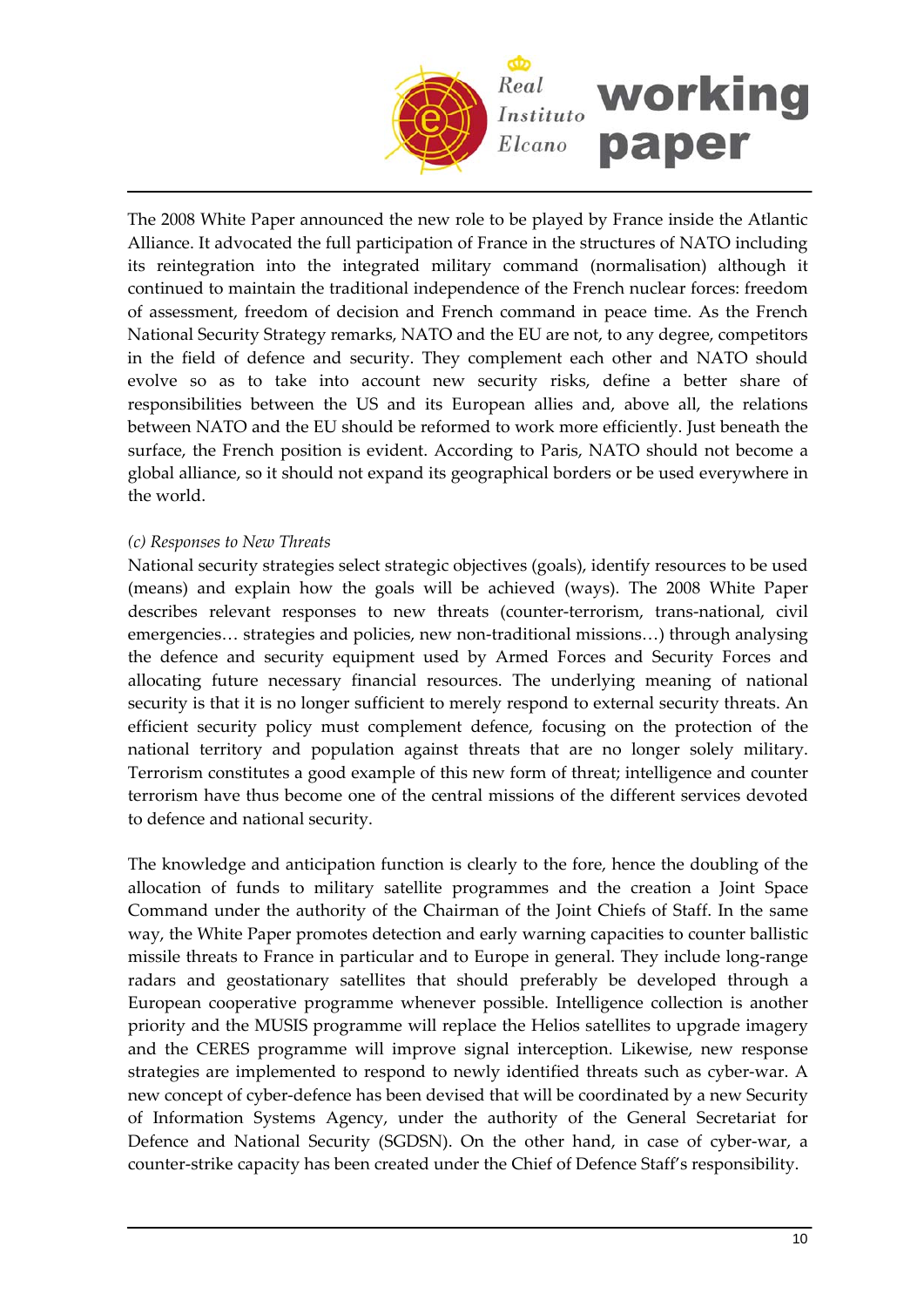The 2008 White Paper announced the new role to be played by France inside the Atlantic Alliance. It advocated the full participation of France in the structures of NATO including its reintegration into the integrated military command (normalisation) although it continued to maintain the traditional independence of the French nuclear forces: freedom of assessment, freedom of decision and French command in peace time. As the French National Security Strategy remarks, NATO and the EU are not, to any degree, competitors in the field of defence and security. They complement each other and NATO should evolve so as to take into account new security risks, define a better share of responsibilities between the US and its European allies and, above all, the relations between NATO and the EU should be reformed to work more efficiently. Just beneath the surface, the French position is evident. According to Paris, NATO should not become a global alliance, so it should not expand its geographical borders or be used everywhere in the world.

*(c) Responses to New Threats*

National security strategies select strategic objectives (goals), identify resources to be used (means) and explain how the goals will be achieved (ways). The 2008 White Paper describes relevant responses to new threats (counter-terrorism, trans-national, civil emergencies… strategies and policies, new non-traditional missions…) through analysing the defence and security equipment used by Armed Forces and Security Forces and allocating future necessary financial resources. The underlying meaning of national security is that it is no longer sufficient to merely respond to external security threats. An efficient security policy must complement defence, focusing on the protection of the national territory and population against threats that are no longer solely military. Terrorism constitutes a good example of this new form of threat; intelligence and counter terrorism have thus become one of the central missions of the different services devoted to defence and national security.

The knowledge and anticipation function is clearly to the fore, hence the doubling of the allocation of funds to military satellite programmes and the creation a Joint Space Command under the authority of the Chairman of the Joint Chiefs of Staff. In the same way, the White Paper promotes detection and early warning capacities to counter ballistic missile threats to France in particular and to Europe in general. They include long-range radars and geostationary satellites that should preferably be developed through a European cooperative programme whenever possible. Intelligence collection is another priority and the MUSIS programme will replace the Helios satellites to upgrade imagery and the CERES programme will improve signal interception. Likewise, new response strategies are implemented to respond to newly identified threats such as cyber-war. A new concept of cyber-defence has been devised that will be coordinated by a new Security of Information Systems Agency, under the authority of the General Secretariat for Defence and National Security (SGDSN). On the other hand, in case of cyber-war, a counter-strike capacity has been created under the Chief of Defence Staff's responsibility.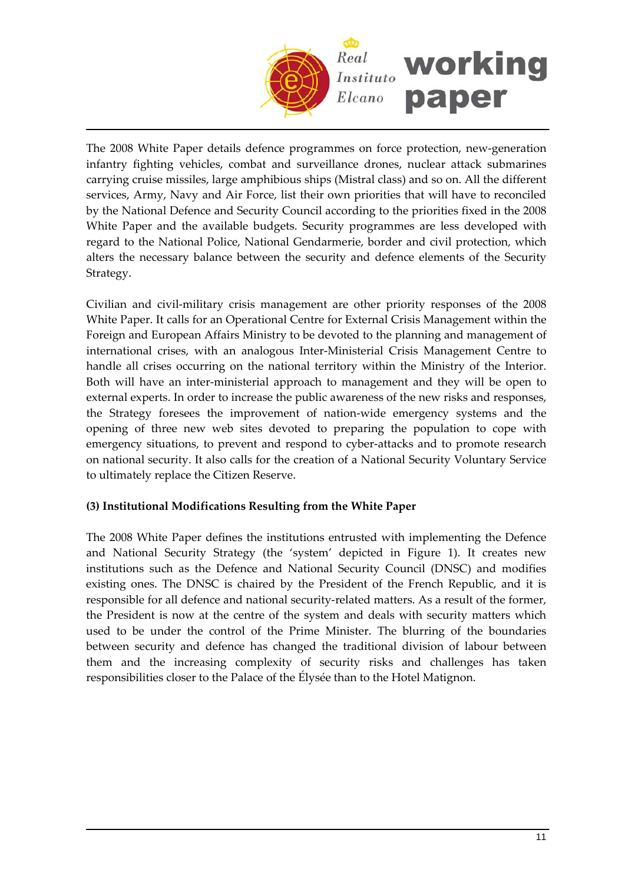The 2008 White Paper details defence programmes on force protection, new-generation infantry fighting vehicles, combat and surveillance drones, nuclear attack submarines carrying cruise missiles, large amphibious ships (Mistral class) and so on. All the different services, Army, Navy and Air Force, list their own priorities that will have to reconciled by the National Defence and Security Council according to the priorities fixed in the 2008 White Paper and the available budgets. Security programmes are less developed with regard to the National Police, National Gendarmerie, border and civil protection, which alters the necessary balance between the security and defence elements of the Security Strategy.

Civilian and civil-military crisis management are other priority responses of the 2008 White Paper. It calls for an Operational Centre for External Crisis Management within the Foreign and European Affairs Ministry to be devoted to the planning and management of international crises, with an analogous Inter-Ministerial Crisis Management Centre to handle all crises occurring on the national territory within the Ministry of the Interior. Both will have an inter-ministerial approach to management and they will be open to external experts. In order to increase the public awareness of the new risks and responses, the Strategy foresees the improvement of nation-wide emergency systems and the opening of three new web sites devoted to preparing the population to cope with emergency situations, to prevent and respond to cyber-attacks and to promote research on national security. It also calls for the creation of a National Security Voluntary Service to ultimately replace the Citizen Reserve.

**(3) Institutional Modifications Resulting from the White Paper**

The 2008 White Paper defines the institutions entrusted with implementing the Defence and National Security Strategy (the 'system' depicted in Figure 1). It creates new institutions such as the Defence and National Security Council (DNSC) and modifies existing ones. The DNSC is chaired by the President of the French Republic, and it is responsible for all defence and national security-related matters. As a result of the former, the President is now at the centre of the system and deals with security matters which used to be under the control of the Prime Minister. The blurring of the boundaries between security and defence has changed the traditional division of labour between them and the increasing complexity of security risks and challenges has taken responsibilities closer to the Palace of the Élysée than to the Hotel Matignon.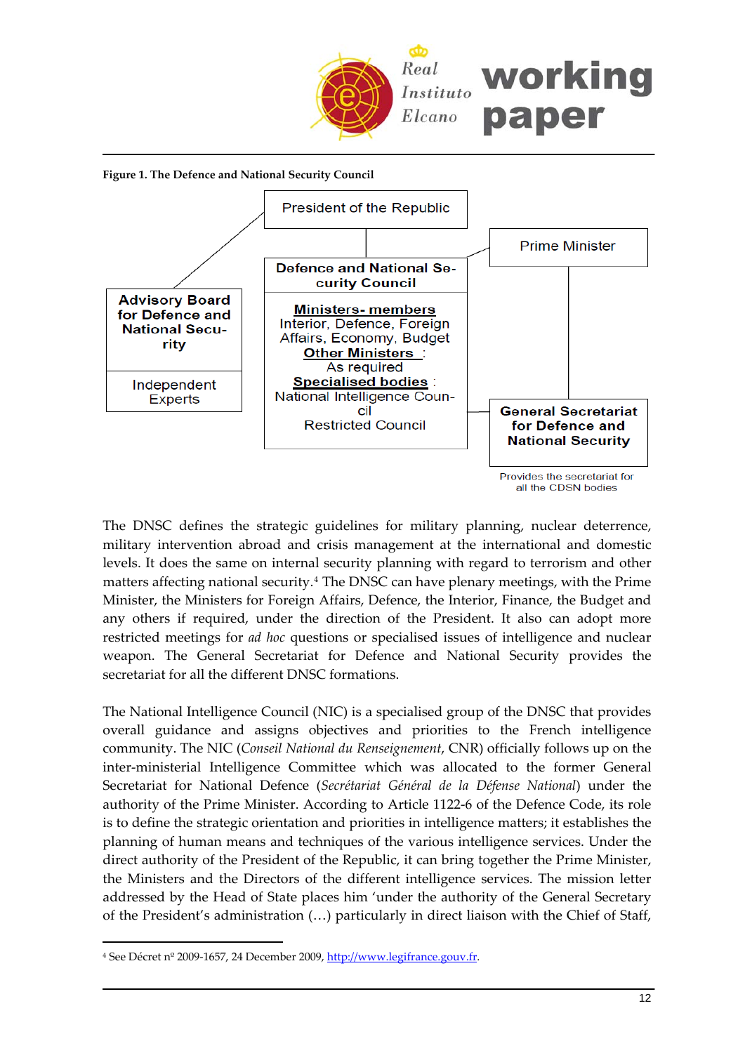**Figure 1. The Defence and National Security Council**

President of the Republic

Prime Minister

**Advisory Board for Defence and National Security**

Independent Experts

**Defence and National Security Council**

**Ministers- members**
Interior, Defence, Foreign Affairs, Economy, Budget
**Other Ministers** :
As required
**Specialised bodies** :
National Intelligence Council
Restricted Council

**General Secretariat for Defence and National Security**

Provides the secretariat for all the CDSN bodies

The DNSC defines the strategic guidelines for military planning, nuclear deterrence, military intervention abroad and crisis management at the international and domestic levels. It does the same on internal security planning with regard to terrorism and other matters affecting national security.[4] The DNSC can have plenary meetings, with the Prime Minister, the Ministers for Foreign Affairs, Defence, the Interior, Finance, the Budget and any others if required, under the direction of the President. It also can adopt more restricted meetings for *ad hoc* questions or specialised issues of intelligence and nuclear weapon. The General Secretariat for Defence and National Security provides the secretariat for all the different DNSC formations.

The National Intelligence Council (NIC) is a specialised group of the DNSC that provides overall guidance and assigns objectives and priorities to the French intelligence community. The NIC (*Conseil National du Renseignement*, CNR) officially follows up on the inter-ministerial Intelligence Committee which was allocated to the former General Secretariat for National Defence (*Secrétariat Général de la Défense National*) under the authority of the Prime Minister. According to Article 1122-6 of the Defence Code, its role is to define the strategic orientation and priorities in intelligence matters; it establishes the planning of human means and techniques of the various intelligence services. Under the direct authority of the President of the Republic, it can bring together the Prime Minister, the Ministers and the Directors of the different intelligence services. The mission letter addressed by the Head of State places him 'under the authority of the General Secretary of the President's administration (…) particularly in direct liaison with the Chief of Staff,

[4] See Décret nº 2009-1657, 24 December 2009, http://www.legifrance.gouv.fr.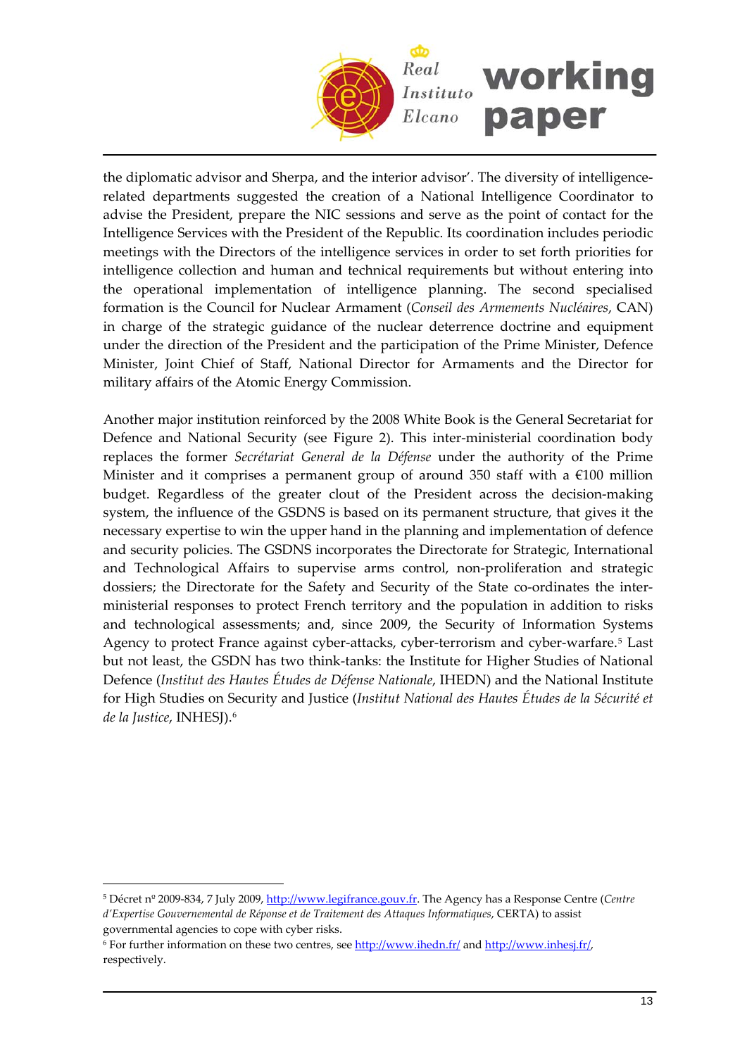the diplomatic advisor and Sherpa, and the interior advisor'. The diversity of intelligence-related departments suggested the creation of a National Intelligence Coordinator to advise the President, prepare the NIC sessions and serve as the point of contact for the Intelligence Services with the President of the Republic. Its coordination includes periodic meetings with the Directors of the intelligence services in order to set forth priorities for intelligence collection and human and technical requirements but without entering into the operational implementation of intelligence planning. The second specialised formation is the Council for Nuclear Armament (*Conseil des Armements Nucléaires*, CAN) in charge of the strategic guidance of the nuclear deterrence doctrine and equipment under the direction of the President and the participation of the Prime Minister, Defence Minister, Joint Chief of Staff, National Director for Armaments and the Director for military affairs of the Atomic Energy Commission.

Another major institution reinforced by the 2008 White Book is the General Secretariat for Defence and National Security (see Figure 2). This inter-ministerial coordination body replaces the former *Secrétariat General de la Défense* under the authority of the Prime Minister and it comprises a permanent group of around 350 staff with a €100 million budget. Regardless of the greater clout of the President across the decision-making system, the influence of the GSDNS is based on its permanent structure, that gives it the necessary expertise to win the upper hand in the planning and implementation of defence and security policies. The GSDNS incorporates the Directorate for Strategic, International and Technological Affairs to supervise arms control, non-proliferation and strategic dossiers; the Directorate for the Safety and Security of the State co-ordinates the inter-ministerial responses to protect French territory and the population in addition to risks and technological assessments; and, since 2009, the Security of Information Systems Agency to protect France against cyber-attacks, cyber-terrorism and cyber-warfare.[5] Last but not least, the GSDN has two think-tanks: the Institute for Higher Studies of National Defence (*Institut des Hautes Études de Défense Nationale*, IHEDN) and the National Institute for High Studies on Security and Justice (*Institut National des Hautes Études de la Sécurité et de la Justice*, INHESJ).[6]

---

[5] Décret nº 2009-834, 7 July 2009, http://www.legifrance.gouv.fr. The Agency has a Response Centre (*Centre d'Expertise Gouvernemental de Réponse et de Traitement des Attaques Informatiques*, CERTA) to assist governmental agencies to cope with cyber risks.

[6] For further information on these two centres, see http://www.ihedn.fr/ and http://www.inhesj.fr/, respectively.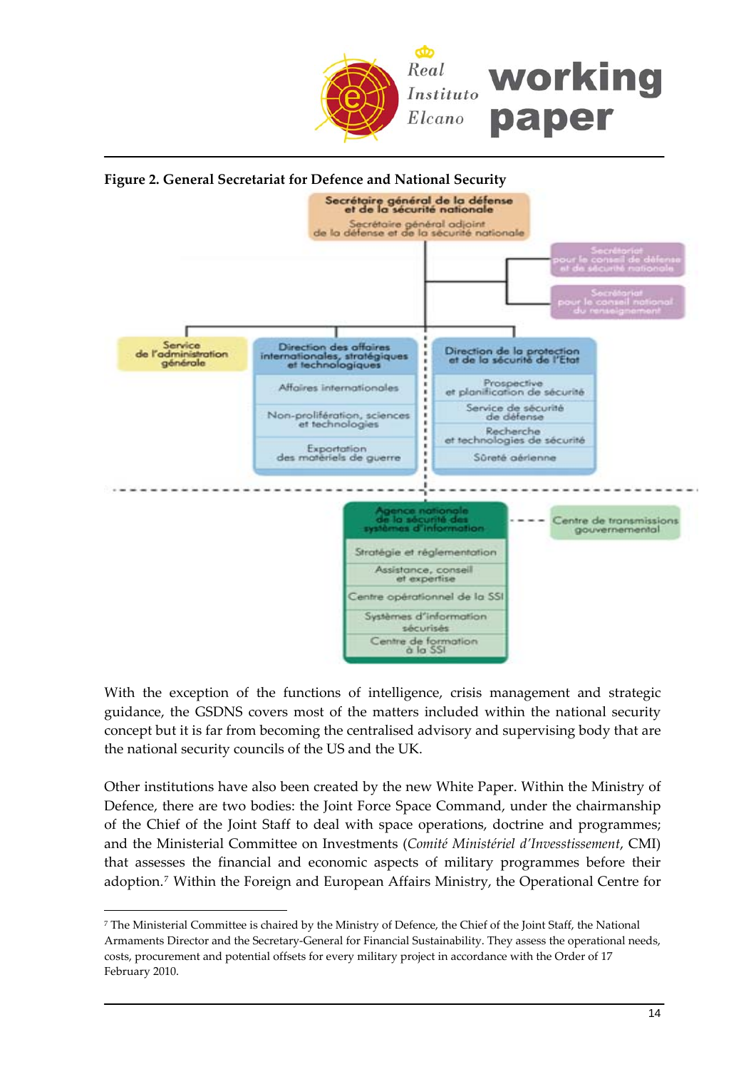**Figure 2. General Secretariat for Defence and National Security**

Secrétaire général de la défense et de la sécurité nationale

Secrétaire général adjoint de la défense et de la sécurité nationale

- Secrétariat pour le conseil de défense et de sécurité nationale
- Secrétariat pour le conseil national du renseignement

Service de l'administration générale

Direction des affaires internationales, stratégiques et technologiques
- Affaires internationales
- Non-prolifération, sciences et technologies
- Exportation des matériels de guerre

Direction de la protection et de la sécurité de l'Etat
- Prospective et planification de sécurité
- Service de sécurité de défense
- Recherche et technologies de sécurité
- Sûreté aérienne

Agence nationale de la sécurité des systèmes d'information
- Stratégie et réglementation
- Assistance, conseil et expertise
- Centre opérationnel de la SSI
- Systèmes d'information sécurisés
- Centre de formation à la SSI

Centre de transmissions gouvernemental

With the exception of the functions of intelligence, crisis management and strategic guidance, the GSDNS covers most of the matters included within the national security concept but it is far from becoming the centralised advisory and supervising body that are the national security councils of the US and the UK.

Other institutions have also been created by the new White Paper. Within the Ministry of Defence, there are two bodies: the Joint Force Space Command, under the chairmanship of the Chief of the Joint Staff to deal with space operations, doctrine and programmes; and the Ministerial Committee on Investments (*Comité Ministériel d'Investissement*, CMI) that assesses the financial and economic aspects of military programmes before their adoption.[7] Within the Foreign and European Affairs Ministry, the Operational Centre for

[7] The Ministerial Committee is chaired by the Ministry of Defence, the Chief of the Joint Staff, the National Armaments Director and the Secretary-General for Financial Sustainability. They assess the operational needs, costs, procurement and potential offsets for every military project in accordance with the Order of 17 February 2010.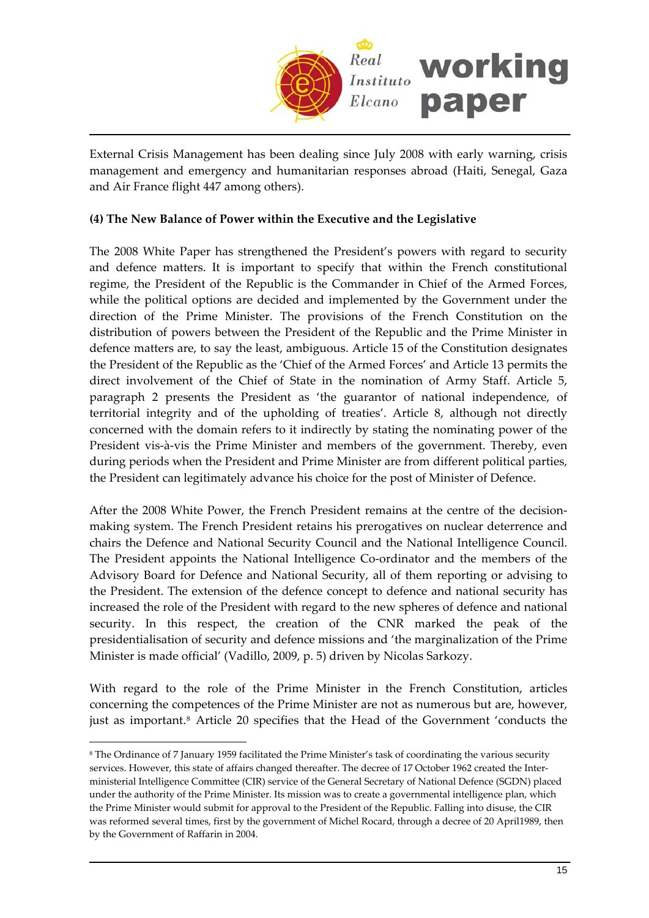External Crisis Management has been dealing since July 2008 with early warning, crisis management and emergency and humanitarian responses abroad (Haiti, Senegal, Gaza and Air France flight 447 among others).

**(4) The New Balance of Power within the Executive and the Legislative**

The 2008 White Paper has strengthened the President's powers with regard to security and defence matters. It is important to specify that within the French constitutional regime, the President of the Republic is the Commander in Chief of the Armed Forces, while the political options are decided and implemented by the Government under the direction of the Prime Minister. The provisions of the French Constitution on the distribution of powers between the President of the Republic and the Prime Minister in defence matters are, to say the least, ambiguous. Article 15 of the Constitution designates the President of the Republic as the 'Chief of the Armed Forces' and Article 13 permits the direct involvement of the Chief of State in the nomination of Army Staff. Article 5, paragraph 2 presents the President as 'the guarantor of national independence, of territorial integrity and of the upholding of treaties'. Article 8, although not directly concerned with the domain refers to it indirectly by stating the nominating power of the President vis-à-vis the Prime Minister and members of the government. Thereby, even during periods when the President and Prime Minister are from different political parties, the President can legitimately advance his choice for the post of Minister of Defence.

After the 2008 White Power, the French President remains at the centre of the decision-making system. The French President retains his prerogatives on nuclear deterrence and chairs the Defence and National Security Council and the National Intelligence Council. The President appoints the National Intelligence Co-ordinator and the members of the Advisory Board for Defence and National Security, all of them reporting or advising to the President. The extension of the defence concept to defence and national security has increased the role of the President with regard to the new spheres of defence and national security. In this respect, the creation of the CNR marked the peak of the presidentialisation of security and defence missions and 'the marginalization of the Prime Minister is made official' (Vadillo, 2009, p. 5) driven by Nicolas Sarkozy.

With regard to the role of the Prime Minister in the French Constitution, articles concerning the competences of the Prime Minister are not as numerous but are, however, just as important.[8] Article 20 specifies that the Head of the Government 'conducts the

[8] The Ordinance of 7 January 1959 facilitated the Prime Minister's task of coordinating the various security services. However, this state of affairs changed thereafter. The decree of 17 October 1962 created the Inter-ministerial Intelligence Committee (CIR) service of the General Secretary of National Defence (SGDN) placed under the authority of the Prime Minister. Its mission was to create a governmental intelligence plan, which the Prime Minister would submit for approval to the President of the Republic. Falling into disuse, the CIR was reformed several times, first by the government of Michel Rocard, through a decree of 20 April1989, then by the Government of Raffarin in 2004.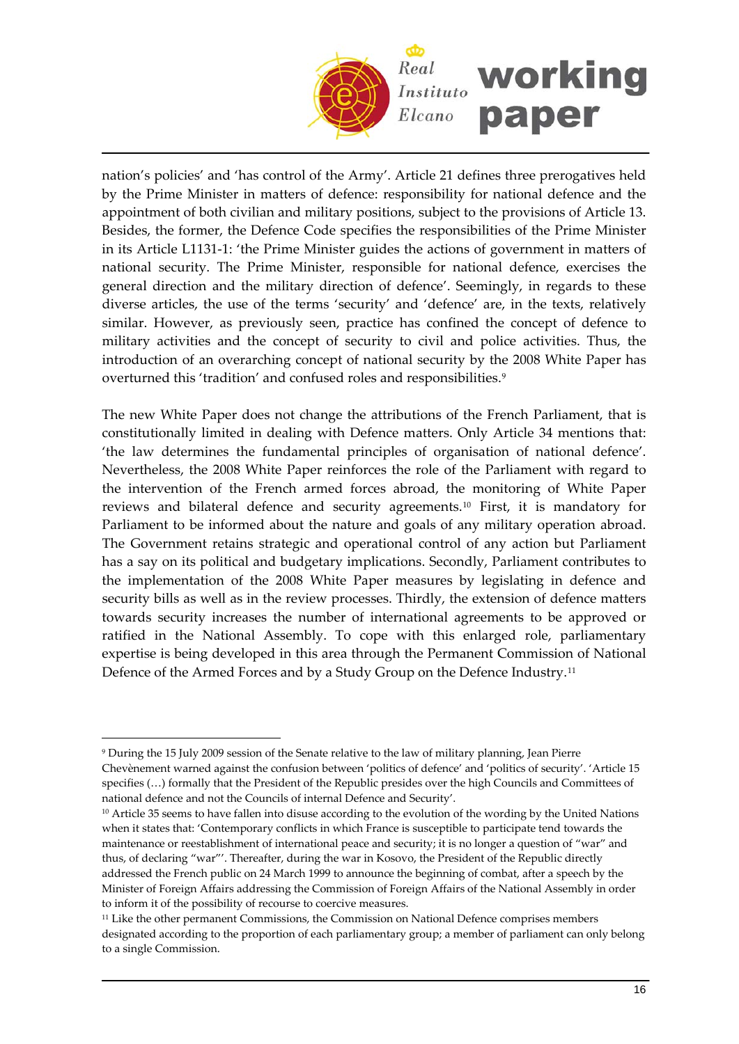nation's policies' and 'has control of the Army'. Article 21 defines three prerogatives held by the Prime Minister in matters of defence: responsibility for national defence and the appointment of both civilian and military positions, subject to the provisions of Article 13. Besides, the former, the Defence Code specifies the responsibilities of the Prime Minister in its Article L1131-1: 'the Prime Minister guides the actions of government in matters of national security. The Prime Minister, responsible for national defence, exercises the general direction and the military direction of defence'. Seemingly, in regards to these diverse articles, the use of the terms 'security' and 'defence' are, in the texts, relatively similar. However, as previously seen, practice has confined the concept of defence to military activities and the concept of security to civil and police activities. Thus, the introduction of an overarching concept of national security by the 2008 White Paper has overturned this 'tradition' and confused roles and responsibilities.[9]

The new White Paper does not change the attributions of the French Parliament, that is constitutionally limited in dealing with Defence matters. Only Article 34 mentions that: 'the law determines the fundamental principles of organisation of national defence'. Nevertheless, the 2008 White Paper reinforces the role of the Parliament with regard to the intervention of the French armed forces abroad, the monitoring of White Paper reviews and bilateral defence and security agreements.[10] First, it is mandatory for Parliament to be informed about the nature and goals of any military operation abroad. The Government retains strategic and operational control of any action but Parliament has a say on its political and budgetary implications. Secondly, Parliament contributes to the implementation of the 2008 White Paper measures by legislating in defence and security bills as well as in the review processes. Thirdly, the extension of defence matters towards security increases the number of international agreements to be approved or ratified in the National Assembly. To cope with this enlarged role, parliamentary expertise is being developed in this area through the Permanent Commission of National Defence of the Armed Forces and by a Study Group on the Defence Industry.[11]

---

[9] During the 15 July 2009 session of the Senate relative to the law of military planning, Jean Pierre Chevènement warned against the confusion between 'politics of defence' and 'politics of security'. 'Article 15 specifies (…) formally that the President of the Republic presides over the high Councils and Committees of national defence and not the Councils of internal Defence and Security'.

[10] Article 35 seems to have fallen into disuse according to the evolution of the wording by the United Nations when it states that: 'Contemporary conflicts in which France is susceptible to participate tend towards the maintenance or reestablishment of international peace and security; it is no longer a question of "war" and thus, of declaring "war"'. Thereafter, during the war in Kosovo, the President of the Republic directly addressed the French public on 24 March 1999 to announce the beginning of combat, after a speech by the Minister of Foreign Affairs addressing the Commission of Foreign Affairs of the National Assembly in order to inform it of the possibility of recourse to coercive measures.

[11] Like the other permanent Commissions, the Commission on National Defence comprises members designated according to the proportion of each parliamentary group; a member of parliament can only belong to a single Commission.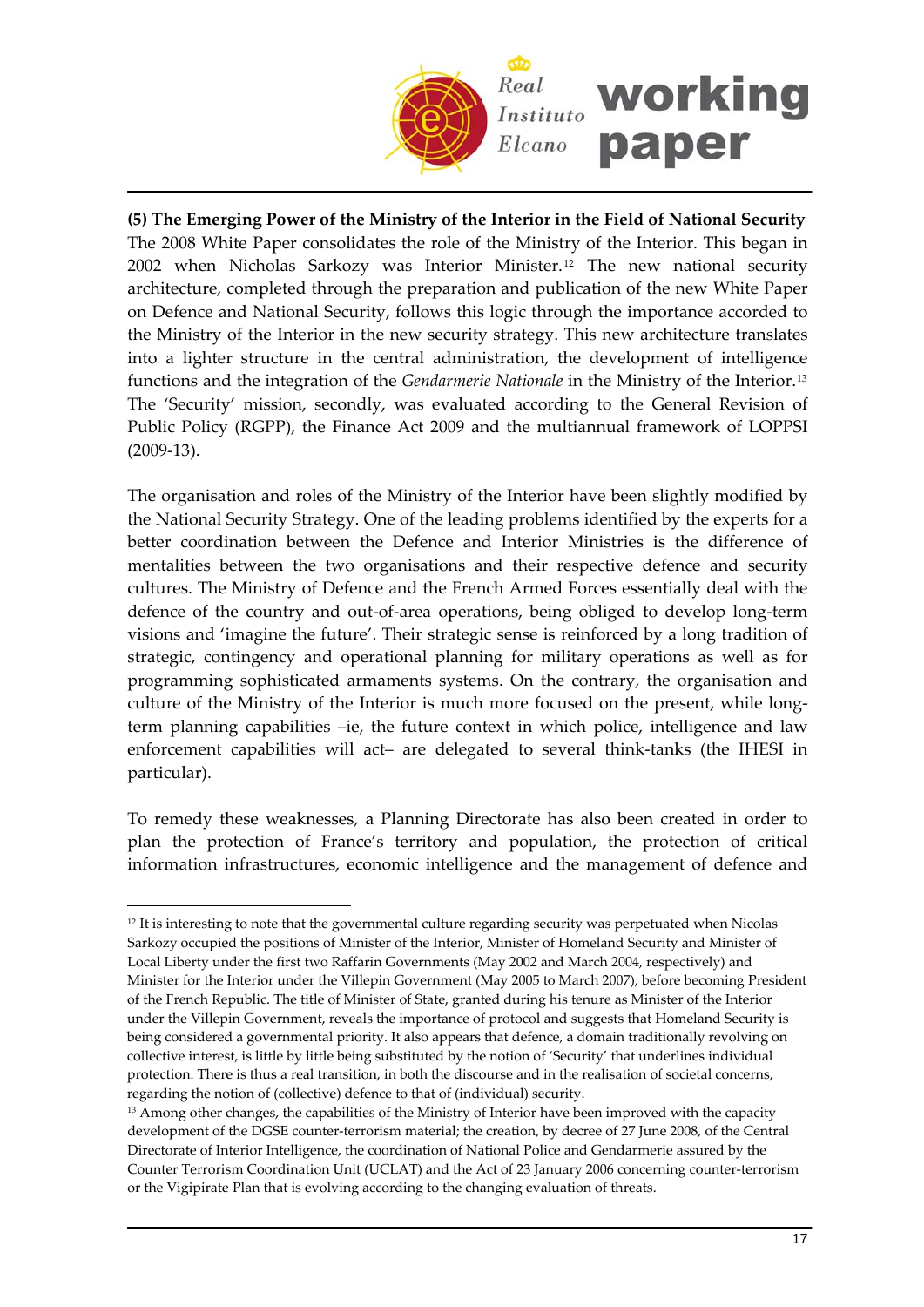**(5) The Emerging Power of the Ministry of the Interior in the Field of National Security**

The 2008 White Paper consolidates the role of the Ministry of the Interior. This began in 2002 when Nicholas Sarkozy was Interior Minister.[12] The new national security architecture, completed through the preparation and publication of the new White Paper on Defence and National Security, follows this logic through the importance accorded to the Ministry of the Interior in the new security strategy. This new architecture translates into a lighter structure in the central administration, the development of intelligence functions and the integration of the *Gendarmerie Nationale* in the Ministry of the Interior.[13] The 'Security' mission, secondly, was evaluated according to the General Revision of Public Policy (RGPP), the Finance Act 2009 and the multiannual framework of LOPPSI (2009-13).

The organisation and roles of the Ministry of the Interior have been slightly modified by the National Security Strategy. One of the leading problems identified by the experts for a better coordination between the Defence and Interior Ministries is the difference of mentalities between the two organisations and their respective defence and security cultures. The Ministry of Defence and the French Armed Forces essentially deal with the defence of the country and out-of-area operations, being obliged to develop long-term visions and 'imagine the future'. Their strategic sense is reinforced by a long tradition of strategic, contingency and operational planning for military operations as well as for programming sophisticated armaments systems. On the contrary, the organisation and culture of the Ministry of the Interior is much more focused on the present, while long-term planning capabilities –ie, the future context in which police, intelligence and law enforcement capabilities will act– are delegated to several think-tanks (the IHESI in particular).

To remedy these weaknesses, a Planning Directorate has also been created in order to plan the protection of France's territory and population, the protection of critical information infrastructures, economic intelligence and the management of defence and

---

[12] It is interesting to note that the governmental culture regarding security was perpetuated when Nicolas Sarkozy occupied the positions of Minister of the Interior, Minister of Homeland Security and Minister of Local Liberty under the first two Raffarin Governments (May 2002 and March 2004, respectively) and Minister for the Interior under the Villepin Government (May 2005 to March 2007), before becoming President of the French Republic. The title of Minister of State, granted during his tenure as Minister of the Interior under the Villepin Government, reveals the importance of protocol and suggests that Homeland Security is being considered a governmental priority. It also appears that defence, a domain traditionally revolving on collective interest, is little by little being substituted by the notion of 'Security' that underlines individual protection. There is thus a real transition, in both the discourse and in the realisation of societal concerns, regarding the notion of (collective) defence to that of (individual) security.

[13] Among other changes, the capabilities of the Ministry of Interior have been improved with the capacity development of the DGSE counter-terrorism material; the creation, by decree of 27 June 2008, of the Central Directorate of Interior Intelligence, the coordination of National Police and Gendarmerie assured by the Counter Terrorism Coordination Unit (UCLAT) and the Act of 23 January 2006 concerning counter-terrorism or the Vigipirate Plan that is evolving according to the changing evaluation of threats.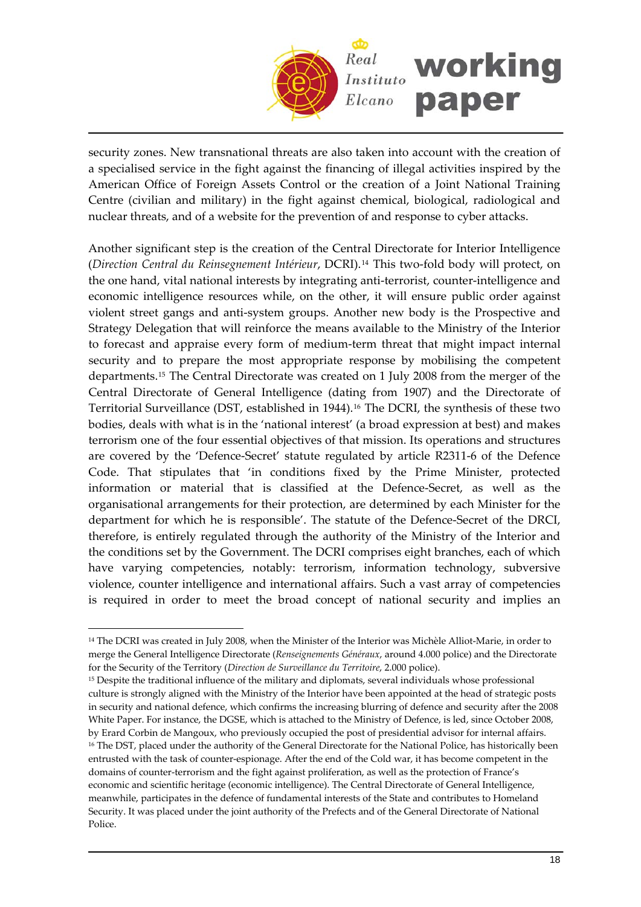security zones. New transnational threats are also taken into account with the creation of a specialised service in the fight against the financing of illegal activities inspired by the American Office of Foreign Assets Control or the creation of a Joint National Training Centre (civilian and military) in the fight against chemical, biological, radiological and nuclear threats, and of a website for the prevention of and response to cyber attacks.

Another significant step is the creation of the Central Directorate for Interior Intelligence (*Direction Central du Reinsegnement Intérieur*, DCRI).[14] This two-fold body will protect, on the one hand, vital national interests by integrating anti-terrorist, counter-intelligence and economic intelligence resources while, on the other, it will ensure public order against violent street gangs and anti-system groups. Another new body is the Prospective and Strategy Delegation that will reinforce the means available to the Ministry of the Interior to forecast and appraise every form of medium-term threat that might impact internal security and to prepare the most appropriate response by mobilising the competent departments.[15] The Central Directorate was created on 1 July 2008 from the merger of the Central Directorate of General Intelligence (dating from 1907) and the Directorate of Territorial Surveillance (DST, established in 1944).[16] The DCRI, the synthesis of these two bodies, deals with what is in the 'national interest' (a broad expression at best) and makes terrorism one of the four essential objectives of that mission. Its operations and structures are covered by the 'Defence-Secret' statute regulated by article R2311-6 of the Defence Code. That stipulates that 'in conditions fixed by the Prime Minister, protected information or material that is classified at the Defence-Secret, as well as the organisational arrangements for their protection, are determined by each Minister for the department for which he is responsible'. The statute of the Defence-Secret of the DRCI, therefore, is entirely regulated through the authority of the Ministry of the Interior and the conditions set by the Government. The DCRI comprises eight branches, each of which have varying competencies, notably: terrorism, information technology, subversive violence, counter intelligence and international affairs. Such a vast array of competencies is required in order to meet the broad concept of national security and implies an

---

[14] The DCRI was created in July 2008, when the Minister of the Interior was Michèle Alliot-Marie, in order to merge the General Intelligence Directorate (*Renseignements Généraux*, around 4.000 police) and the Directorate for the Security of the Territory (*Direction de Surveillance du Territoire*, 2.000 police).

[15] Despite the traditional influence of the military and diplomats, several individuals whose professional culture is strongly aligned with the Ministry of the Interior have been appointed at the head of strategic posts in security and national defence, which confirms the increasing blurring of defence and security after the 2008 White Paper. For instance, the DGSE, which is attached to the Ministry of Defence, is led, since October 2008, by Erard Corbin de Mangoux, who previously occupied the post of presidential advisor for internal affairs.

[16] The DST, placed under the authority of the General Directorate for the National Police, has historically been entrusted with the task of counter-espionage. After the end of the Cold war, it has become competent in the domains of counter-terrorism and the fight against proliferation, as well as the protection of France's economic and scientific heritage (economic intelligence). The Central Directorate of General Intelligence, meanwhile, participates in the defence of fundamental interests of the State and contributes to Homeland Security. It was placed under the joint authority of the Prefects and of the General Directorate of National Police.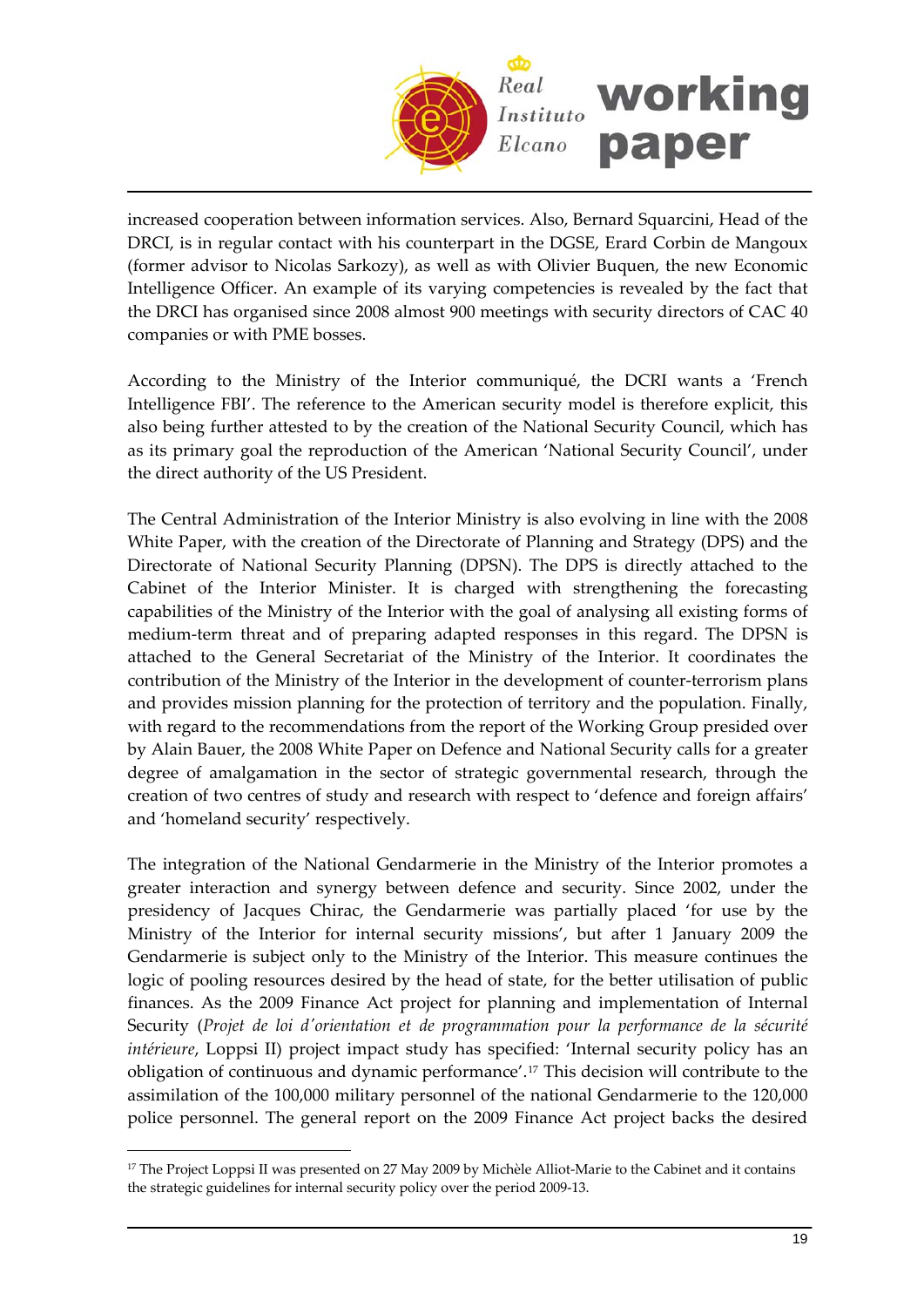increased cooperation between information services. Also, Bernard Squarcini, Head of the DRCI, is in regular contact with his counterpart in the DGSE, Erard Corbin de Mangoux (former advisor to Nicolas Sarkozy), as well as with Olivier Buquen, the new Economic Intelligence Officer. An example of its varying competencies is revealed by the fact that the DRCI has organised since 2008 almost 900 meetings with security directors of CAC 40 companies or with PME bosses.

According to the Ministry of the Interior communiqué, the DCRI wants a 'French Intelligence FBI'. The reference to the American security model is therefore explicit, this also being further attested to by the creation of the National Security Council, which has as its primary goal the reproduction of the American 'National Security Council', under the direct authority of the US President.

The Central Administration of the Interior Ministry is also evolving in line with the 2008 White Paper, with the creation of the Directorate of Planning and Strategy (DPS) and the Directorate of National Security Planning (DPSN). The DPS is directly attached to the Cabinet of the Interior Minister. It is charged with strengthening the forecasting capabilities of the Ministry of the Interior with the goal of analysing all existing forms of medium-term threat and of preparing adapted responses in this regard. The DPSN is attached to the General Secretariat of the Ministry of the Interior. It coordinates the contribution of the Ministry of the Interior in the development of counter-terrorism plans and provides mission planning for the protection of territory and the population. Finally, with regard to the recommendations from the report of the Working Group presided over by Alain Bauer, the 2008 White Paper on Defence and National Security calls for a greater degree of amalgamation in the sector of strategic governmental research, through the creation of two centres of study and research with respect to 'defence and foreign affairs' and 'homeland security' respectively.

The integration of the National Gendarmerie in the Ministry of the Interior promotes a greater interaction and synergy between defence and security. Since 2002, under the presidency of Jacques Chirac, the Gendarmerie was partially placed 'for use by the Ministry of the Interior for internal security missions', but after 1 January 2009 the Gendarmerie is subject only to the Ministry of the Interior. This measure continues the logic of pooling resources desired by the head of state, for the better utilisation of public finances. As the 2009 Finance Act project for planning and implementation of Internal Security (*Projet de loi d'orientation et de programmation pour la performance de la sécurité intérieure*, Loppsi II) project impact study has specified: 'Internal security policy has an obligation of continuous and dynamic performance'.[17] This decision will contribute to the assimilation of the 100,000 military personnel of the national Gendarmerie to the 120,000 police personnel. The general report on the 2009 Finance Act project backs the desired

[17] The Project Loppsi II was presented on 27 May 2009 by Michèle Alliot-Marie to the Cabinet and it contains the strategic guidelines for internal security policy over the period 2009-13.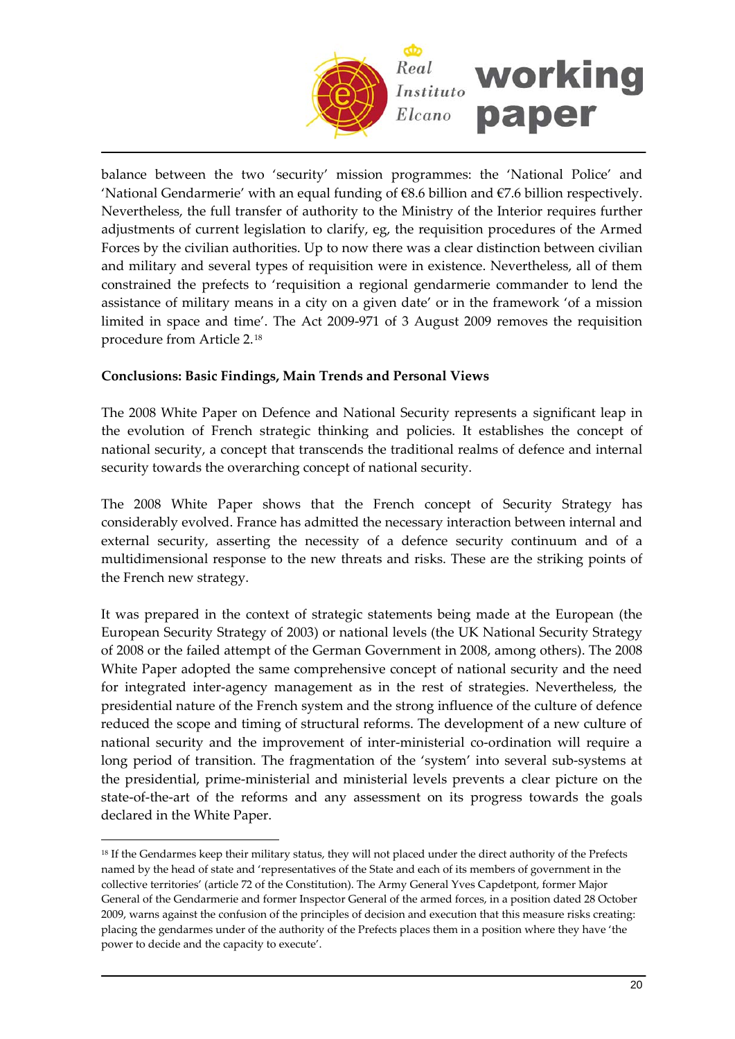balance between the two 'security' mission programmes: the 'National Police' and 'National Gendarmerie' with an equal funding of €8.6 billion and €7.6 billion respectively. Nevertheless, the full transfer of authority to the Ministry of the Interior requires further adjustments of current legislation to clarify, eg, the requisition procedures of the Armed Forces by the civilian authorities. Up to now there was a clear distinction between civilian and military and several types of requisition were in existence. Nevertheless, all of them constrained the prefects to 'requisition a regional gendarmerie commander to lend the assistance of military means in a city on a given date' or in the framework 'of a mission limited in space and time'. The Act 2009-971 of 3 August 2009 removes the requisition procedure from Article 2.[18]

**Conclusions: Basic Findings, Main Trends and Personal Views**

The 2008 White Paper on Defence and National Security represents a significant leap in the evolution of French strategic thinking and policies. It establishes the concept of national security, a concept that transcends the traditional realms of defence and internal security towards the overarching concept of national security.

The 2008 White Paper shows that the French concept of Security Strategy has considerably evolved. France has admitted the necessary interaction between internal and external security, asserting the necessity of a defence security continuum and of a multidimensional response to the new threats and risks. These are the striking points of the French new strategy.

It was prepared in the context of strategic statements being made at the European (the European Security Strategy of 2003) or national levels (the UK National Security Strategy of 2008 or the failed attempt of the German Government in 2008, among others). The 2008 White Paper adopted the same comprehensive concept of national security and the need for integrated inter-agency management as in the rest of strategies. Nevertheless, the presidential nature of the French system and the strong influence of the culture of defence reduced the scope and timing of structural reforms. The development of a new culture of national security and the improvement of inter-ministerial co-ordination will require a long period of transition. The fragmentation of the 'system' into several sub-systems at the presidential, prime-ministerial and ministerial levels prevents a clear picture on the state-of-the-art of the reforms and any assessment on its progress towards the goals declared in the White Paper.

---

[18] If the Gendarmes keep their military status, they will not placed under the direct authority of the Prefects named by the head of state and 'representatives of the State and each of its members of government in the collective territories' (article 72 of the Constitution). The Army General Yves Capdetpont, former Major General of the Gendarmerie and former Inspector General of the armed forces, in a position dated 28 October 2009, warns against the confusion of the principles of decision and execution that this measure risks creating: placing the gendarmes under of the authority of the Prefects places them in a position where they have 'the power to decide and the capacity to execute'.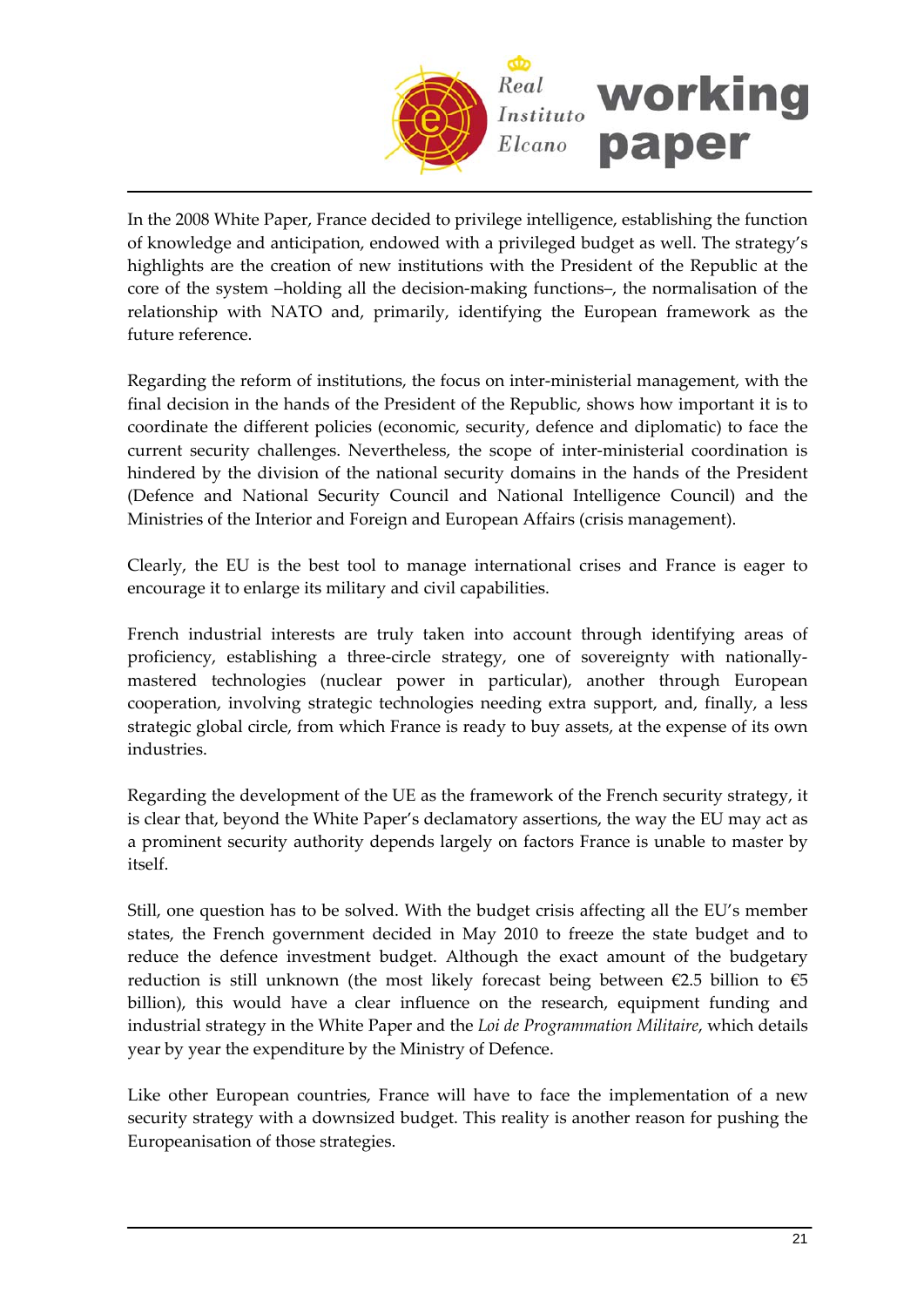In the 2008 White Paper, France decided to privilege intelligence, establishing the function of knowledge and anticipation, endowed with a privileged budget as well. The strategy's highlights are the creation of new institutions with the President of the Republic at the core of the system –holding all the decision-making functions–, the normalisation of the relationship with NATO and, primarily, identifying the European framework as the future reference.

Regarding the reform of institutions, the focus on inter-ministerial management, with the final decision in the hands of the President of the Republic, shows how important it is to coordinate the different policies (economic, security, defence and diplomatic) to face the current security challenges. Nevertheless, the scope of inter-ministerial coordination is hindered by the division of the national security domains in the hands of the President (Defence and National Security Council and National Intelligence Council) and the Ministries of the Interior and Foreign and European Affairs (crisis management).

Clearly, the EU is the best tool to manage international crises and France is eager to encourage it to enlarge its military and civil capabilities.

French industrial interests are truly taken into account through identifying areas of proficiency, establishing a three-circle strategy, one of sovereignty with nationally-mastered technologies (nuclear power in particular), another through European cooperation, involving strategic technologies needing extra support, and, finally, a less strategic global circle, from which France is ready to buy assets, at the expense of its own industries.

Regarding the development of the UE as the framework of the French security strategy, it is clear that, beyond the White Paper's declamatory assertions, the way the EU may act as a prominent security authority depends largely on factors France is unable to master by itself.

Still, one question has to be solved. With the budget crisis affecting all the EU's member states, the French government decided in May 2010 to freeze the state budget and to reduce the defence investment budget. Although the exact amount of the budgetary reduction is still unknown (the most likely forecast being between €2.5 billion to €5 billion), this would have a clear influence on the research, equipment funding and industrial strategy in the White Paper and the *Loi de Programmation Militaire*, which details year by year the expenditure by the Ministry of Defence.

Like other European countries, France will have to face the implementation of a new security strategy with a downsized budget. This reality is another reason for pushing the Europeanisation of those strategies.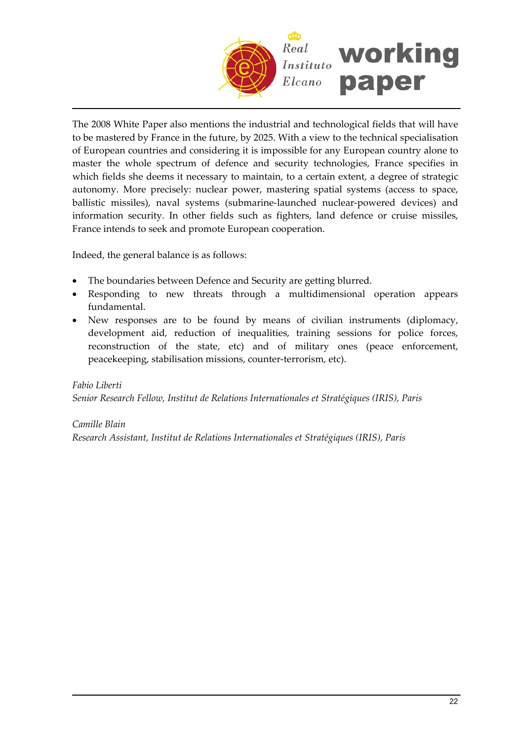The 2008 White Paper also mentions the industrial and technological fields that will have to be mastered by France in the future, by 2025. With a view to the technical specialisation of European countries and considering it is impossible for any European country alone to master the whole spectrum of defence and security technologies, France specifies in which fields she deems it necessary to maintain, to a certain extent, a degree of strategic autonomy. More precisely: nuclear power, mastering spatial systems (access to space, ballistic missiles), naval systems (submarine-launched nuclear-powered devices) and information security. In other fields such as fighters, land defence or cruise missiles, France intends to seek and promote European cooperation.

Indeed, the general balance is as follows:

- The boundaries between Defence and Security are getting blurred.
- Responding to new threats through a multidimensional operation appears fundamental.
- New responses are to be found by means of civilian instruments (diplomacy, development aid, reduction of inequalities, training sessions for police forces, reconstruction of the state, etc) and of military ones (peace enforcement, peacekeeping, stabilisation missions, counter-terrorism, etc).

*Fabio Liberti*
*Senior Research Fellow, Institut de Relations Internationales et Stratégiques (IRIS), Paris*

*Camille Blain*
*Research Assistant, Institut de Relations Internationales et Stratégiques (IRIS), Paris*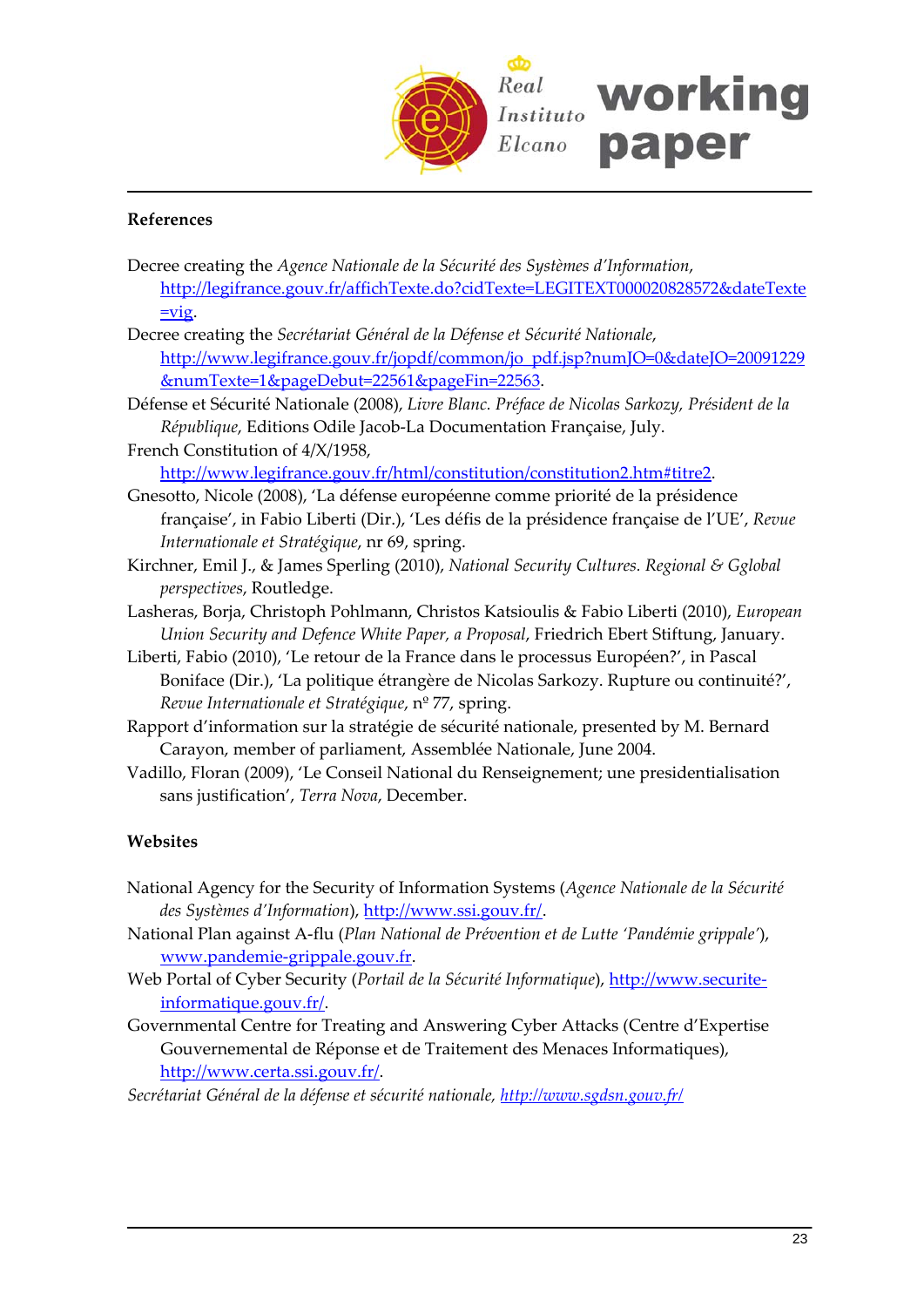## References

Decree creating the *Agence Nationale de la Sécurité des Systèmes d'Information*, http://legifrance.gouv.fr/affichTexte.do?cidTexte=LEGITEXT000020828572&dateTexte=vig.

Decree creating the *Secrétariat Général de la Défense et Sécurité Nationale*, http://www.legifrance.gouv.fr/jopdf/common/jo_pdf.jsp?numJO=0&dateJO=20091229&numTexte=1&pageDebut=22561&pageFin=22563.

Défense et Sécurité Nationale (2008), *Livre Blanc. Préface de Nicolas Sarkozy, Président de la République*, Editions Odile Jacob-La Documentation Française, July.

French Constitution of 4/X/1958, http://www.legifrance.gouv.fr/html/constitution/constitution2.htm#titre2.

Gnesotto, Nicole (2008), 'La défense européenne comme priorité de la présidence française', in Fabio Liberti (Dir.), 'Les défis de la présidence française de l'UE', *Revue Internationale et Stratégique*, nr 69, spring.

Kirchner, Emil J., & James Sperling (2010), *National Security Cultures. Regional & Gglobal perspectives*, Routledge.

Lasheras, Borja, Christoph Pohlmann, Christos Katsioulis & Fabio Liberti (2010), *European Union Security and Defence White Paper, a Proposal*, Friedrich Ebert Stiftung, January.

Liberti, Fabio (2010), 'Le retour de la France dans le processus Européen?', in Pascal Boniface (Dir.), 'La politique étrangère de Nicolas Sarkozy. Rupture ou continuité?', *Revue Internationale et Stratégique*, nº 77, spring.

Rapport d'information sur la stratégie de sécurité nationale, presented by M. Bernard Carayon, member of parliament, Assemblée Nationale, June 2004.

Vadillo, Floran (2009), 'Le Conseil National du Renseignement; une presidentialisation sans justification', *Terra Nova*, December.

## Websites

National Agency for the Security of Information Systems (*Agence Nationale de la Sécurité des Systèmes d'Information*), http://www.ssi.gouv.fr/.

National Plan against A-flu (*Plan National de Prévention et de Lutte 'Pandémie grippale'*), www.pandemie-grippale.gouv.fr.

Web Portal of Cyber Security (*Portail de la Sécurité Informatique*), http://www.securite-informatique.gouv.fr/.

Governmental Centre for Treating and Answering Cyber Attacks (Centre d'Expertise Gouvernemental de Réponse et de Traitement des Menaces Informatiques), http://www.certa.ssi.gouv.fr/.

*Secrétariat Général de la défense et sécurité nationale, http://www.sgdsn.gouv.fr/*